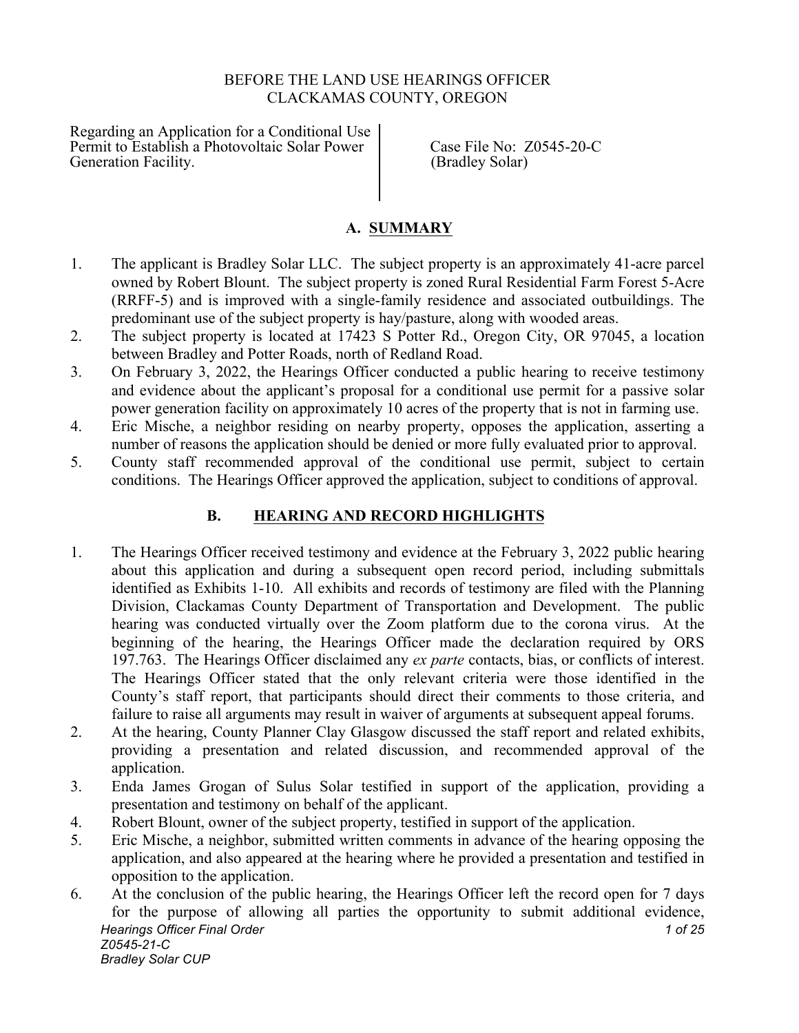BEFORE THE LAND USE HEARINGS OFFICER
CLACKAMAS COUNTY, OREGON

| Regarding an Application for a Conditional Use Permit to Establish a Photovoltaic Solar Power Generation Facility. | Case File No: Z0545-20-C (Bradley Solar) |
|---|---|

## A. SUMMARY

1. The applicant is Bradley Solar LLC. The subject property is an approximately 41-acre parcel owned by Robert Blount. The subject property is zoned Rural Residential Farm Forest 5-Acre (RRFF-5) and is improved with a single-family residence and associated outbuildings. The predominant use of the subject property is hay/pasture, along with wooded areas.
2. The subject property is located at 17423 S Potter Rd., Oregon City, OR 97045, a location between Bradley and Potter Roads, north of Redland Road.
3. On February 3, 2022, the Hearings Officer conducted a public hearing to receive testimony and evidence about the applicant's proposal for a conditional use permit for a passive solar power generation facility on approximately 10 acres of the property that is not in farming use.
4. Eric Mische, a neighbor residing on nearby property, opposes the application, asserting a number of reasons the application should be denied or more fully evaluated prior to approval.
5. County staff recommended approval of the conditional use permit, subject to certain conditions. The Hearings Officer approved the application, subject to conditions of approval.

## B. HEARING AND RECORD HIGHLIGHTS

1. The Hearings Officer received testimony and evidence at the February 3, 2022 public hearing about this application and during a subsequent open record period, including submittals identified as Exhibits 1-10. All exhibits and records of testimony are filed with the Planning Division, Clackamas County Department of Transportation and Development. The public hearing was conducted virtually over the Zoom platform due to the corona virus. At the beginning of the hearing, the Hearings Officer made the declaration required by ORS 197.763. The Hearings Officer disclaimed any *ex parte* contacts, bias, or conflicts of interest. The Hearings Officer stated that the only relevant criteria were those identified in the County's staff report, that participants should direct their comments to those criteria, and failure to raise all arguments may result in waiver of arguments at subsequent appeal forums.
2. At the hearing, County Planner Clay Glasgow discussed the staff report and related exhibits, providing a presentation and related discussion, and recommended approval of the application.
3. Enda James Grogan of Sulus Solar testified in support of the application, providing a presentation and testimony on behalf of the applicant.
4. Robert Blount, owner of the subject property, testified in support of the application.
5. Eric Mische, a neighbor, submitted written comments in advance of the hearing opposing the application, and also appeared at the hearing where he provided a presentation and testified in opposition to the application.
6. At the conclusion of the public hearing, the Hearings Officer left the record open for 7 days for the purpose of allowing all parties the opportunity to submit additional evidence,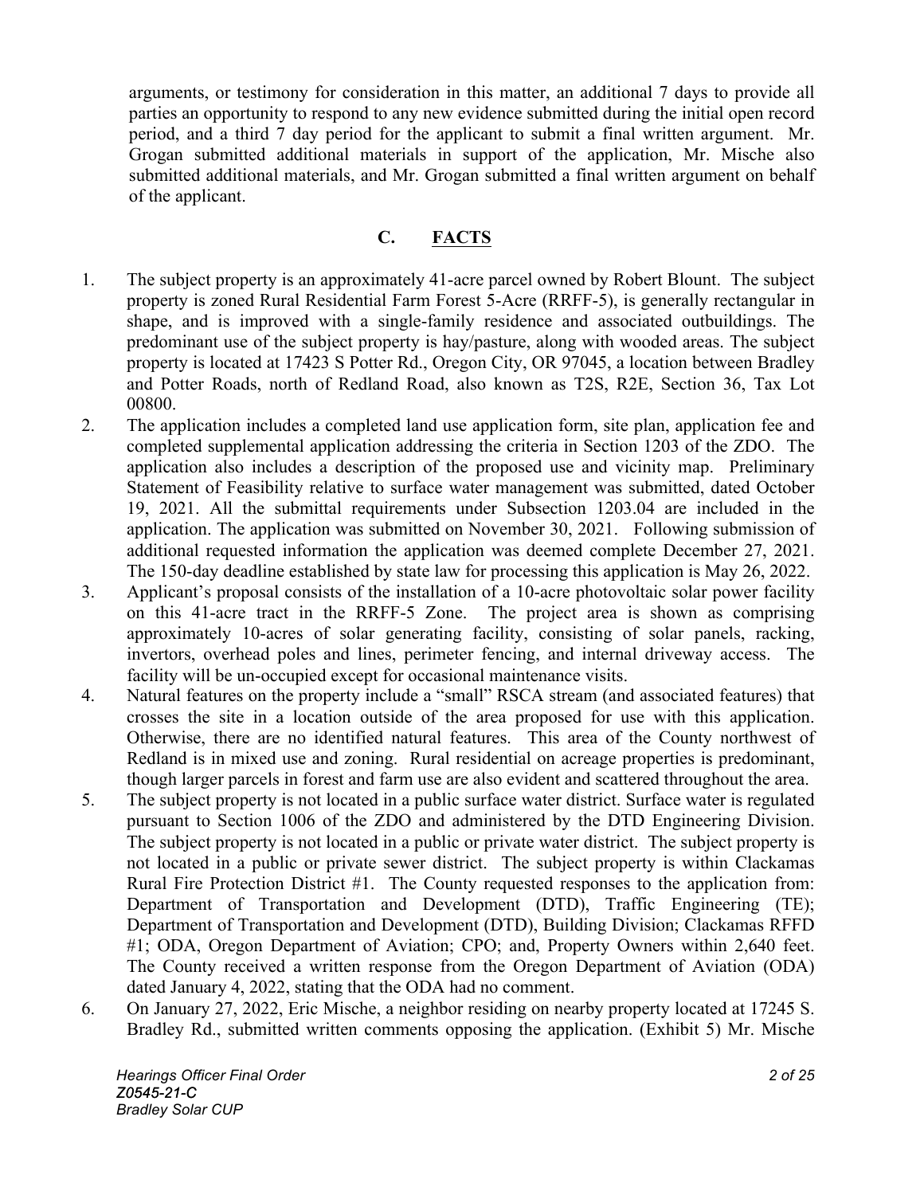arguments, or testimony for consideration in this matter, an additional 7 days to provide all parties an opportunity to respond to any new evidence submitted during the initial open record period, and a third 7 day period for the applicant to submit a final written argument. Mr. Grogan submitted additional materials in support of the application, Mr. Mische also submitted additional materials, and Mr. Grogan submitted a final written argument on behalf of the applicant.

## C. FACTS

1. The subject property is an approximately 41-acre parcel owned by Robert Blount. The subject property is zoned Rural Residential Farm Forest 5-Acre (RRFF-5), is generally rectangular in shape, and is improved with a single-family residence and associated outbuildings. The predominant use of the subject property is hay/pasture, along with wooded areas. The subject property is located at 17423 S Potter Rd., Oregon City, OR 97045, a location between Bradley and Potter Roads, north of Redland Road, also known as T2S, R2E, Section 36, Tax Lot 00800.
2. The application includes a completed land use application form, site plan, application fee and completed supplemental application addressing the criteria in Section 1203 of the ZDO. The application also includes a description of the proposed use and vicinity map. Preliminary Statement of Feasibility relative to surface water management was submitted, dated October 19, 2021. All the submittal requirements under Subsection 1203.04 are included in the application. The application was submitted on November 30, 2021. Following submission of additional requested information the application was deemed complete December 27, 2021. The 150-day deadline established by state law for processing this application is May 26, 2022.
3. Applicant's proposal consists of the installation of a 10-acre photovoltaic solar power facility on this 41-acre tract in the RRFF-5 Zone. The project area is shown as comprising approximately 10-acres of solar generating facility, consisting of solar panels, racking, invertors, overhead poles and lines, perimeter fencing, and internal driveway access. The facility will be un-occupied except for occasional maintenance visits.
4. Natural features on the property include a "small" RSCA stream (and associated features) that crosses the site in a location outside of the area proposed for use with this application. Otherwise, there are no identified natural features. This area of the County northwest of Redland is in mixed use and zoning. Rural residential on acreage properties is predominant, though larger parcels in forest and farm use are also evident and scattered throughout the area.
5. The subject property is not located in a public surface water district. Surface water is regulated pursuant to Section 1006 of the ZDO and administered by the DTD Engineering Division. The subject property is not located in a public or private water district. The subject property is not located in a public or private sewer district. The subject property is within Clackamas Rural Fire Protection District #1. The County requested responses to the application from: Department of Transportation and Development (DTD), Traffic Engineering (TE); Department of Transportation and Development (DTD), Building Division; Clackamas RFFD #1; ODA, Oregon Department of Aviation; CPO; and, Property Owners within 2,640 feet. The County received a written response from the Oregon Department of Aviation (ODA) dated January 4, 2022, stating that the ODA had no comment.
6. On January 27, 2022, Eric Mische, a neighbor residing on nearby property located at 17245 S. Bradley Rd., submitted written comments opposing the application. (Exhibit 5) Mr. Mische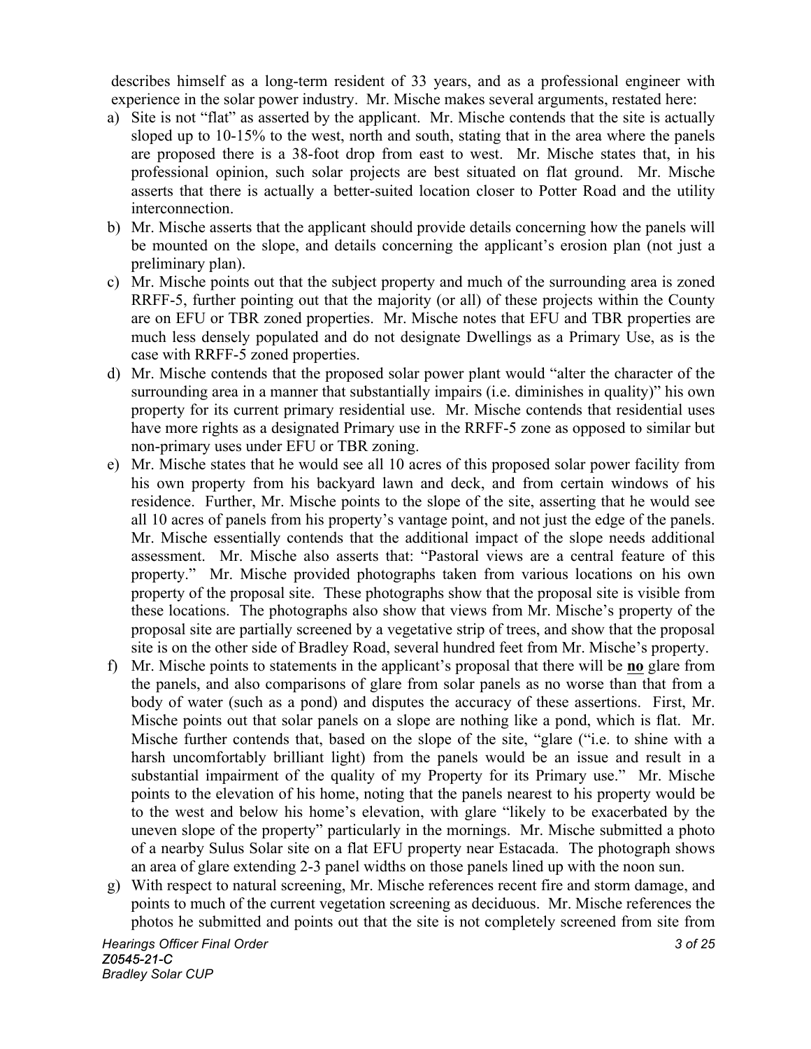describes himself as a long-term resident of 33 years, and as a professional engineer with experience in the solar power industry. Mr. Mische makes several arguments, restated here:

a) Site is not "flat" as asserted by the applicant. Mr. Mische contends that the site is actually sloped up to 10-15% to the west, north and south, stating that in the area where the panels are proposed there is a 38-foot drop from east to west. Mr. Mische states that, in his professional opinion, such solar projects are best situated on flat ground. Mr. Mische asserts that there is actually a better-suited location closer to Potter Road and the utility interconnection.

b) Mr. Mische asserts that the applicant should provide details concerning how the panels will be mounted on the slope, and details concerning the applicant's erosion plan (not just a preliminary plan).

c) Mr. Mische points out that the subject property and much of the surrounding area is zoned RRFF-5, further pointing out that the majority (or all) of these projects within the County are on EFU or TBR zoned properties. Mr. Mische notes that EFU and TBR properties are much less densely populated and do not designate Dwellings as a Primary Use, as is the case with RRFF-5 zoned properties.

d) Mr. Mische contends that the proposed solar power plant would "alter the character of the surrounding area in a manner that substantially impairs (i.e. diminishes in quality)" his own property for its current primary residential use. Mr. Mische contends that residential uses have more rights as a designated Primary use in the RRFF-5 zone as opposed to similar but non-primary uses under EFU or TBR zoning.

e) Mr. Mische states that he would see all 10 acres of this proposed solar power facility from his own property from his backyard lawn and deck, and from certain windows of his residence. Further, Mr. Mische points to the slope of the site, asserting that he would see all 10 acres of panels from his property's vantage point, and not just the edge of the panels. Mr. Mische essentially contends that the additional impact of the slope needs additional assessment. Mr. Mische also asserts that: "Pastoral views are a central feature of this property." Mr. Mische provided photographs taken from various locations on his own property of the proposal site. These photographs show that the proposal site is visible from these locations. The photographs also show that views from Mr. Mische's property of the proposal site are partially screened by a vegetative strip of trees, and show that the proposal site is on the other side of Bradley Road, several hundred feet from Mr. Mische's property.

f) Mr. Mische points to statements in the applicant's proposal that there will be **no** glare from the panels, and also comparisons of glare from solar panels as no worse than that from a body of water (such as a pond) and disputes the accuracy of these assertions. First, Mr. Mische points out that solar panels on a slope are nothing like a pond, which is flat. Mr. Mische further contends that, based on the slope of the site, "glare ("i.e. to shine with a harsh uncomfortably brilliant light) from the panels would be an issue and result in a substantial impairment of the quality of my Property for its Primary use." Mr. Mische points to the elevation of his home, noting that the panels nearest to his property would be to the west and below his home's elevation, with glare "likely to be exacerbated by the uneven slope of the property" particularly in the mornings. Mr. Mische submitted a photo of a nearby Sulus Solar site on a flat EFU property near Estacada. The photograph shows an area of glare extending 2-3 panel widths on those panels lined up with the noon sun.

g) With respect to natural screening, Mr. Mische references recent fire and storm damage, and points to much of the current vegetation screening as deciduous. Mr. Mische references the photos he submitted and points out that the site is not completely screened from site from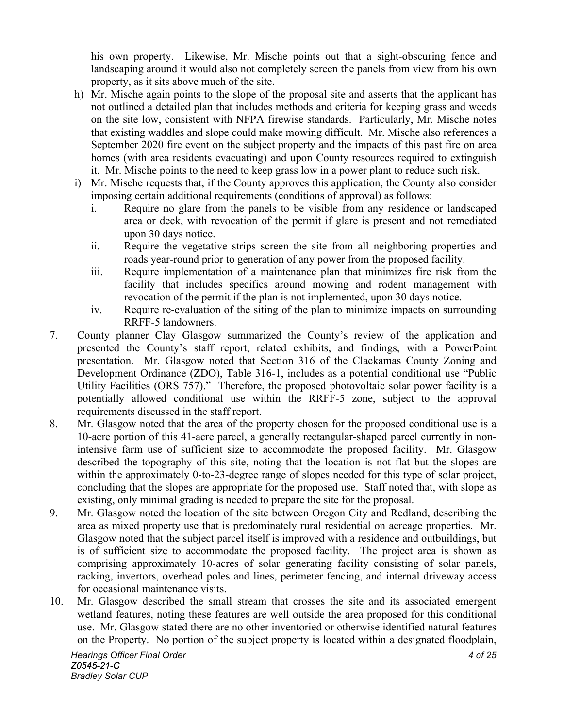his own property. Likewise, Mr. Mische points out that a sight-obscuring fence and landscaping around it would also not completely screen the panels from view from his own property, as it sits above much of the site.

h) Mr. Mische again points to the slope of the proposal site and asserts that the applicant has not outlined a detailed plan that includes methods and criteria for keeping grass and weeds on the site low, consistent with NFPA firewise standards. Particularly, Mr. Mische notes that existing waddles and slope could make mowing difficult. Mr. Mische also references a September 2020 fire event on the subject property and the impacts of this past fire on area homes (with area residents evacuating) and upon County resources required to extinguish it. Mr. Mische points to the need to keep grass low in a power plant to reduce such risk.

i) Mr. Mische requests that, if the County approves this application, the County also consider imposing certain additional requirements (conditions of approval) as follows:

   i. Require no glare from the panels to be visible from any residence or landscaped area or deck, with revocation of the permit if glare is present and not remediated upon 30 days notice.

   ii. Require the vegetative strips screen the site from all neighboring properties and roads year-round prior to generation of any power from the proposed facility.

   iii. Require implementation of a maintenance plan that minimizes fire risk from the facility that includes specifics around mowing and rodent management with revocation of the permit if the plan is not implemented, upon 30 days notice.

   iv. Require re-evaluation of the siting of the plan to minimize impacts on surrounding RRFF-5 landowners.

7. County planner Clay Glasgow summarized the County's review of the application and presented the County's staff report, related exhibits, and findings, with a PowerPoint presentation. Mr. Glasgow noted that Section 316 of the Clackamas County Zoning and Development Ordinance (ZDO), Table 316-1, includes as a potential conditional use "Public Utility Facilities (ORS 757)." Therefore, the proposed photovoltaic solar power facility is a potentially allowed conditional use within the RRFF-5 zone, subject to the approval requirements discussed in the staff report.

8. Mr. Glasgow noted that the area of the property chosen for the proposed conditional use is a 10-acre portion of this 41-acre parcel, a generally rectangular-shaped parcel currently in non-intensive farm use of sufficient size to accommodate the proposed facility. Mr. Glasgow described the topography of this site, noting that the location is not flat but the slopes are within the approximately 0-to-23-degree range of slopes needed for this type of solar project, concluding that the slopes are appropriate for the proposed use. Staff noted that, with slope as existing, only minimal grading is needed to prepare the site for the proposal.

9. Mr. Glasgow noted the location of the site between Oregon City and Redland, describing the area as mixed property use that is predominately rural residential on acreage properties. Mr. Glasgow noted that the subject parcel itself is improved with a residence and outbuildings, but is of sufficient size to accommodate the proposed facility. The project area is shown as comprising approximately 10-acres of solar generating facility consisting of solar panels, racking, invertors, overhead poles and lines, perimeter fencing, and internal driveway access for occasional maintenance visits.

10. Mr. Glasgow described the small stream that crosses the site and its associated emergent wetland features, noting these features are well outside the area proposed for this conditional use. Mr. Glasgow stated there are no other inventoried or otherwise identified natural features on the Property. No portion of the subject property is located within a designated floodplain,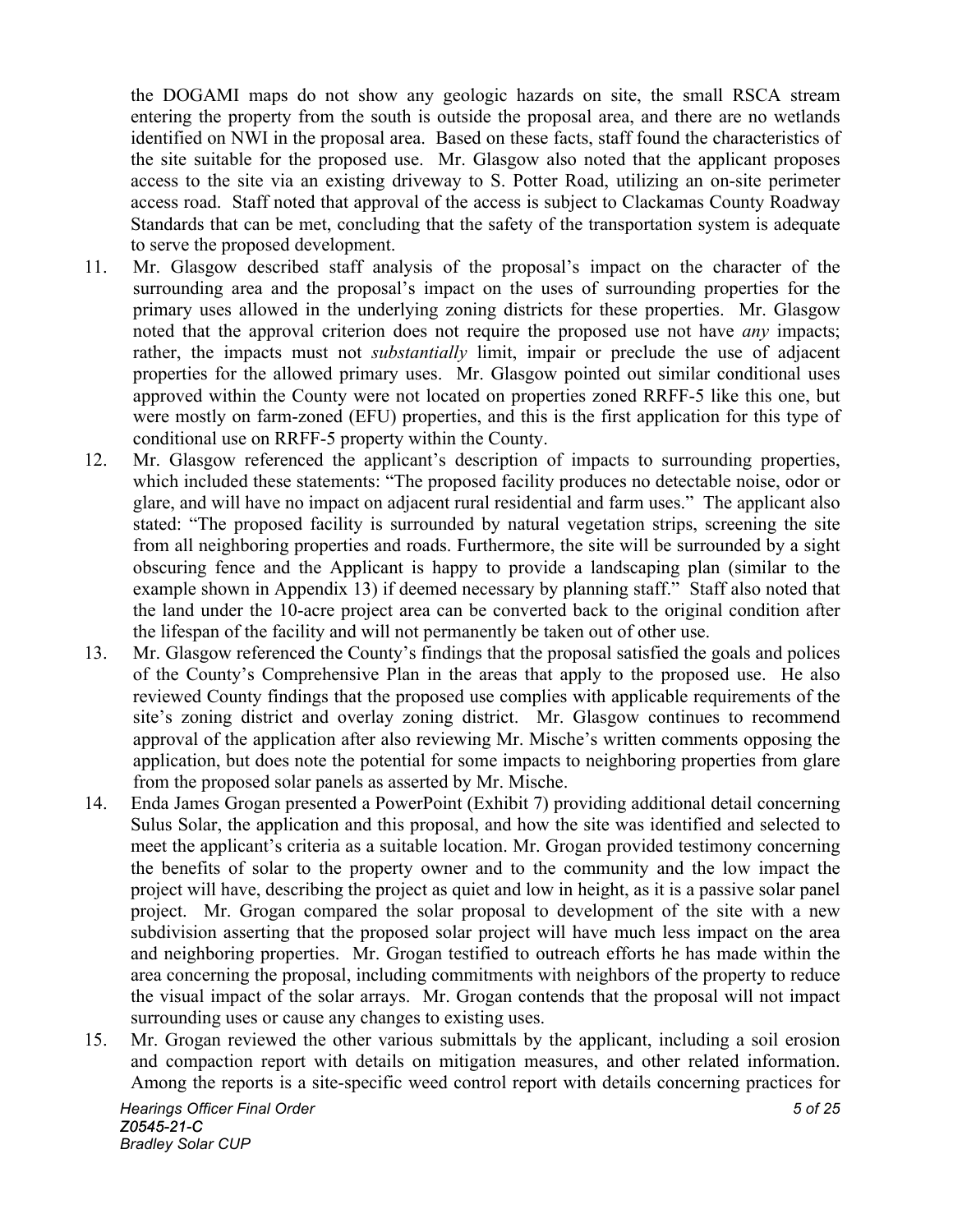the DOGAMI maps do not show any geologic hazards on site, the small RSCA stream entering the property from the south is outside the proposal area, and there are no wetlands identified on NWI in the proposal area. Based on these facts, staff found the characteristics of the site suitable for the proposed use. Mr. Glasgow also noted that the applicant proposes access to the site via an existing driveway to S. Potter Road, utilizing an on-site perimeter access road. Staff noted that approval of the access is subject to Clackamas County Roadway Standards that can be met, concluding that the safety of the transportation system is adequate to serve the proposed development.

11. Mr. Glasgow described staff analysis of the proposal's impact on the character of the surrounding area and the proposal's impact on the uses of surrounding properties for the primary uses allowed in the underlying zoning districts for these properties. Mr. Glasgow noted that the approval criterion does not require the proposed use not have *any* impacts; rather, the impacts must not *substantially* limit, impair or preclude the use of adjacent properties for the allowed primary uses. Mr. Glasgow pointed out similar conditional uses approved within the County were not located on properties zoned RRFF-5 like this one, but were mostly on farm-zoned (EFU) properties, and this is the first application for this type of conditional use on RRFF-5 property within the County.

12. Mr. Glasgow referenced the applicant's description of impacts to surrounding properties, which included these statements: "The proposed facility produces no detectable noise, odor or glare, and will have no impact on adjacent rural residential and farm uses." The applicant also stated: "The proposed facility is surrounded by natural vegetation strips, screening the site from all neighboring properties and roads. Furthermore, the site will be surrounded by a sight obscuring fence and the Applicant is happy to provide a landscaping plan (similar to the example shown in Appendix 13) if deemed necessary by planning staff." Staff also noted that the land under the 10-acre project area can be converted back to the original condition after the lifespan of the facility and will not permanently be taken out of other use.

13. Mr. Glasgow referenced the County's findings that the proposal satisfied the goals and polices of the County's Comprehensive Plan in the areas that apply to the proposed use. He also reviewed County findings that the proposed use complies with applicable requirements of the site's zoning district and overlay zoning district. Mr. Glasgow continues to recommend approval of the application after also reviewing Mr. Mische's written comments opposing the application, but does note the potential for some impacts to neighboring properties from glare from the proposed solar panels as asserted by Mr. Mische.

14. Enda James Grogan presented a PowerPoint (Exhibit 7) providing additional detail concerning Sulus Solar, the application and this proposal, and how the site was identified and selected to meet the applicant's criteria as a suitable location. Mr. Grogan provided testimony concerning the benefits of solar to the property owner and to the community and the low impact the project will have, describing the project as quiet and low in height, as it is a passive solar panel project. Mr. Grogan compared the solar proposal to development of the site with a new subdivision asserting that the proposed solar project will have much less impact on the area and neighboring properties. Mr. Grogan testified to outreach efforts he has made within the area concerning the proposal, including commitments with neighbors of the property to reduce the visual impact of the solar arrays. Mr. Grogan contends that the proposal will not impact surrounding uses or cause any changes to existing uses.

15. Mr. Grogan reviewed the other various submittals by the applicant, including a soil erosion and compaction report with details on mitigation measures, and other related information. Among the reports is a site-specific weed control report with details concerning practices for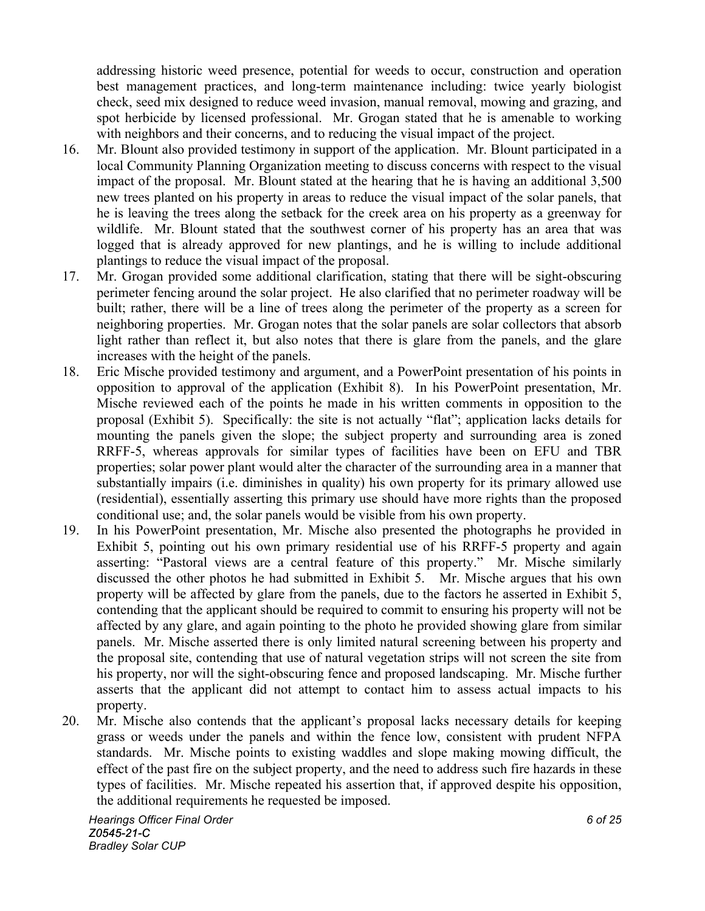addressing historic weed presence, potential for weeds to occur, construction and operation best management practices, and long-term maintenance including: twice yearly biologist check, seed mix designed to reduce weed invasion, manual removal, mowing and grazing, and spot herbicide by licensed professional. Mr. Grogan stated that he is amenable to working with neighbors and their concerns, and to reducing the visual impact of the project.

16. Mr. Blount also provided testimony in support of the application. Mr. Blount participated in a local Community Planning Organization meeting to discuss concerns with respect to the visual impact of the proposal. Mr. Blount stated at the hearing that he is having an additional 3,500 new trees planted on his property in areas to reduce the visual impact of the solar panels, that he is leaving the trees along the setback for the creek area on his property as a greenway for wildlife. Mr. Blount stated that the southwest corner of his property has an area that was logged that is already approved for new plantings, and he is willing to include additional plantings to reduce the visual impact of the proposal.

17. Mr. Grogan provided some additional clarification, stating that there will be sight-obscuring perimeter fencing around the solar project. He also clarified that no perimeter roadway will be built; rather, there will be a line of trees along the perimeter of the property as a screen for neighboring properties. Mr. Grogan notes that the solar panels are solar collectors that absorb light rather than reflect it, but also notes that there is glare from the panels, and the glare increases with the height of the panels.

18. Eric Mische provided testimony and argument, and a PowerPoint presentation of his points in opposition to approval of the application (Exhibit 8). In his PowerPoint presentation, Mr. Mische reviewed each of the points he made in his written comments in opposition to the proposal (Exhibit 5). Specifically: the site is not actually "flat"; application lacks details for mounting the panels given the slope; the subject property and surrounding area is zoned RRFF-5, whereas approvals for similar types of facilities have been on EFU and TBR properties; solar power plant would alter the character of the surrounding area in a manner that substantially impairs (i.e. diminishes in quality) his own property for its primary allowed use (residential), essentially asserting this primary use should have more rights than the proposed conditional use; and, the solar panels would be visible from his own property.

19. In his PowerPoint presentation, Mr. Mische also presented the photographs he provided in Exhibit 5, pointing out his own primary residential use of his RRFF-5 property and again asserting: "Pastoral views are a central feature of this property." Mr. Mische similarly discussed the other photos he had submitted in Exhibit 5. Mr. Mische argues that his own property will be affected by glare from the panels, due to the factors he asserted in Exhibit 5, contending that the applicant should be required to commit to ensuring his property will not be affected by any glare, and again pointing to the photo he provided showing glare from similar panels. Mr. Mische asserted there is only limited natural screening between his property and the proposal site, contending that use of natural vegetation strips will not screen the site from his property, nor will the sight-obscuring fence and proposed landscaping. Mr. Mische further asserts that the applicant did not attempt to contact him to assess actual impacts to his property.

20. Mr. Mische also contends that the applicant's proposal lacks necessary details for keeping grass or weeds under the panels and within the fence low, consistent with prudent NFPA standards. Mr. Mische points to existing waddles and slope making mowing difficult, the effect of the past fire on the subject property, and the need to address such fire hazards in these types of facilities. Mr. Mische repeated his assertion that, if approved despite his opposition, the additional requirements he requested be imposed.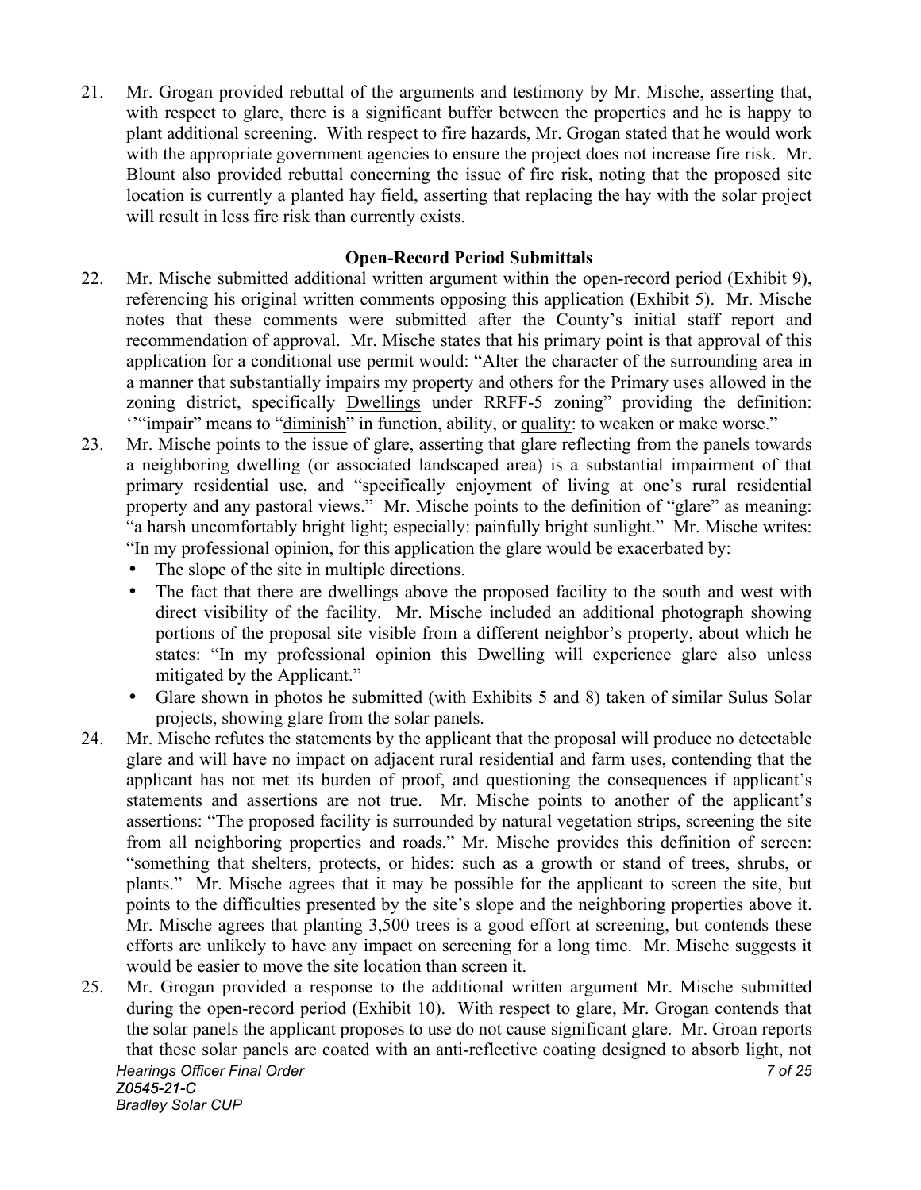21. Mr. Grogan provided rebuttal of the arguments and testimony by Mr. Mische, asserting that, with respect to glare, there is a significant buffer between the properties and he is happy to plant additional screening. With respect to fire hazards, Mr. Grogan stated that he would work with the appropriate government agencies to ensure the project does not increase fire risk. Mr. Blount also provided rebuttal concerning the issue of fire risk, noting that the proposed site location is currently a planted hay field, asserting that replacing the hay with the solar project will result in less fire risk than currently exists.

**Open-Record Period Submittals**

22. Mr. Mische submitted additional written argument within the open-record period (Exhibit 9), referencing his original written comments opposing this application (Exhibit 5). Mr. Mische notes that these comments were submitted after the County's initial staff report and recommendation of approval. Mr. Mische states that his primary point is that approval of this application for a conditional use permit would: "Alter the character of the surrounding area in a manner that substantially impairs my property and others for the Primary uses allowed in the zoning district, specifically Dwellings under RRFF-5 zoning" providing the definition: '""impair" means to "diminish" in function, ability, or quality: to weaken or make worse."

23. Mr. Mische points to the issue of glare, asserting that glare reflecting from the panels towards a neighboring dwelling (or associated landscaped area) is a substantial impairment of that primary residential use, and "specifically enjoyment of living at one's rural residential property and any pastoral views." Mr. Mische points to the definition of "glare" as meaning: "a harsh uncomfortably bright light; especially: painfully bright sunlight." Mr. Mische writes: "In my professional opinion, for this application the glare would be exacerbated by:
    - The slope of the site in multiple directions.
    - The fact that there are dwellings above the proposed facility to the south and west with direct visibility of the facility. Mr. Mische included an additional photograph showing portions of the proposal site visible from a different neighbor's property, about which he states: "In my professional opinion this Dwelling will experience glare also unless mitigated by the Applicant."
    - Glare shown in photos he submitted (with Exhibits 5 and 8) taken of similar Sulus Solar projects, showing glare from the solar panels.

24. Mr. Mische refutes the statements by the applicant that the proposal will produce no detectable glare and will have no impact on adjacent rural residential and farm uses, contending that the applicant has not met its burden of proof, and questioning the consequences if applicant's statements and assertions are not true. Mr. Mische points to another of the applicant's assertions: "The proposed facility is surrounded by natural vegetation strips, screening the site from all neighboring properties and roads." Mr. Mische provides this definition of screen: "something that shelters, protects, or hides: such as a growth or stand of trees, shrubs, or plants." Mr. Mische agrees that it may be possible for the applicant to screen the site, but points to the difficulties presented by the site's slope and the neighboring properties above it. Mr. Mische agrees that planting 3,500 trees is a good effort at screening, but contends these efforts are unlikely to have any impact on screening for a long time. Mr. Mische suggests it would be easier to move the site location than screen it.

25. Mr. Grogan provided a response to the additional written argument Mr. Mische submitted during the open-record period (Exhibit 10). With respect to glare, Mr. Grogan contends that the solar panels the applicant proposes to use do not cause significant glare. Mr. Groan reports that these solar panels are coated with an anti-reflective coating designed to absorb light, not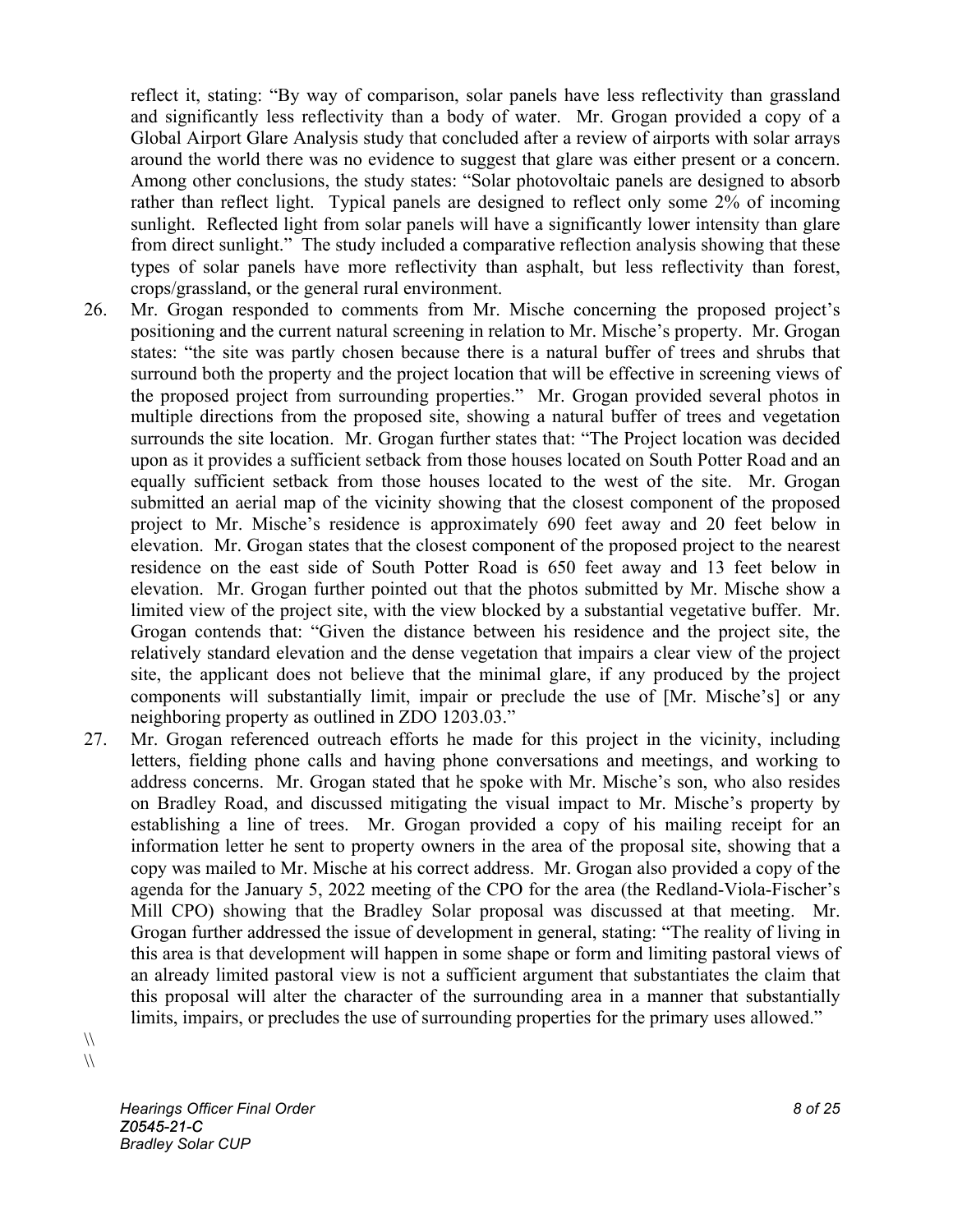reflect it, stating: "By way of comparison, solar panels have less reflectivity than grassland and significantly less reflectivity than a body of water. Mr. Grogan provided a copy of a Global Airport Glare Analysis study that concluded after a review of airports with solar arrays around the world there was no evidence to suggest that glare was either present or a concern. Among other conclusions, the study states: "Solar photovoltaic panels are designed to absorb rather than reflect light. Typical panels are designed to reflect only some 2% of incoming sunlight. Reflected light from solar panels will have a significantly lower intensity than glare from direct sunlight." The study included a comparative reflection analysis showing that these types of solar panels have more reflectivity than asphalt, but less reflectivity than forest, crops/grassland, or the general rural environment.

26. Mr. Grogan responded to comments from Mr. Mische concerning the proposed project's positioning and the current natural screening in relation to Mr. Mische's property. Mr. Grogan states: "the site was partly chosen because there is a natural buffer of trees and shrubs that surround both the property and the project location that will be effective in screening views of the proposed project from surrounding properties." Mr. Grogan provided several photos in multiple directions from the proposed site, showing a natural buffer of trees and vegetation surrounds the site location. Mr. Grogan further states that: "The Project location was decided upon as it provides a sufficient setback from those houses located on South Potter Road and an equally sufficient setback from those houses located to the west of the site. Mr. Grogan submitted an aerial map of the vicinity showing that the closest component of the proposed project to Mr. Mische's residence is approximately 690 feet away and 20 feet below in elevation. Mr. Grogan states that the closest component of the proposed project to the nearest residence on the east side of South Potter Road is 650 feet away and 13 feet below in elevation. Mr. Grogan further pointed out that the photos submitted by Mr. Mische show a limited view of the project site, with the view blocked by a substantial vegetative buffer. Mr. Grogan contends that: "Given the distance between his residence and the project site, the relatively standard elevation and the dense vegetation that impairs a clear view of the project site, the applicant does not believe that the minimal glare, if any produced by the project components will substantially limit, impair or preclude the use of [Mr. Mische's] or any neighboring property as outlined in ZDO 1203.03."

27. Mr. Grogan referenced outreach efforts he made for this project in the vicinity, including letters, fielding phone calls and having phone conversations and meetings, and working to address concerns. Mr. Grogan stated that he spoke with Mr. Mische's son, who also resides on Bradley Road, and discussed mitigating the visual impact to Mr. Mische's property by establishing a line of trees. Mr. Grogan provided a copy of his mailing receipt for an information letter he sent to property owners in the area of the proposal site, showing that a copy was mailed to Mr. Mische at his correct address. Mr. Grogan also provided a copy of the agenda for the January 5, 2022 meeting of the CPO for the area (the Redland-Viola-Fischer's Mill CPO) showing that the Bradley Solar proposal was discussed at that meeting. Mr. Grogan further addressed the issue of development in general, stating: "The reality of living in this area is that development will happen in some shape or form and limiting pastoral views of an already limited pastoral view is not a sufficient argument that substantiates the claim that this proposal will alter the character of the surrounding area in a manner that substantially limits, impairs, or precludes the use of surrounding properties for the primary uses allowed."

\\
\\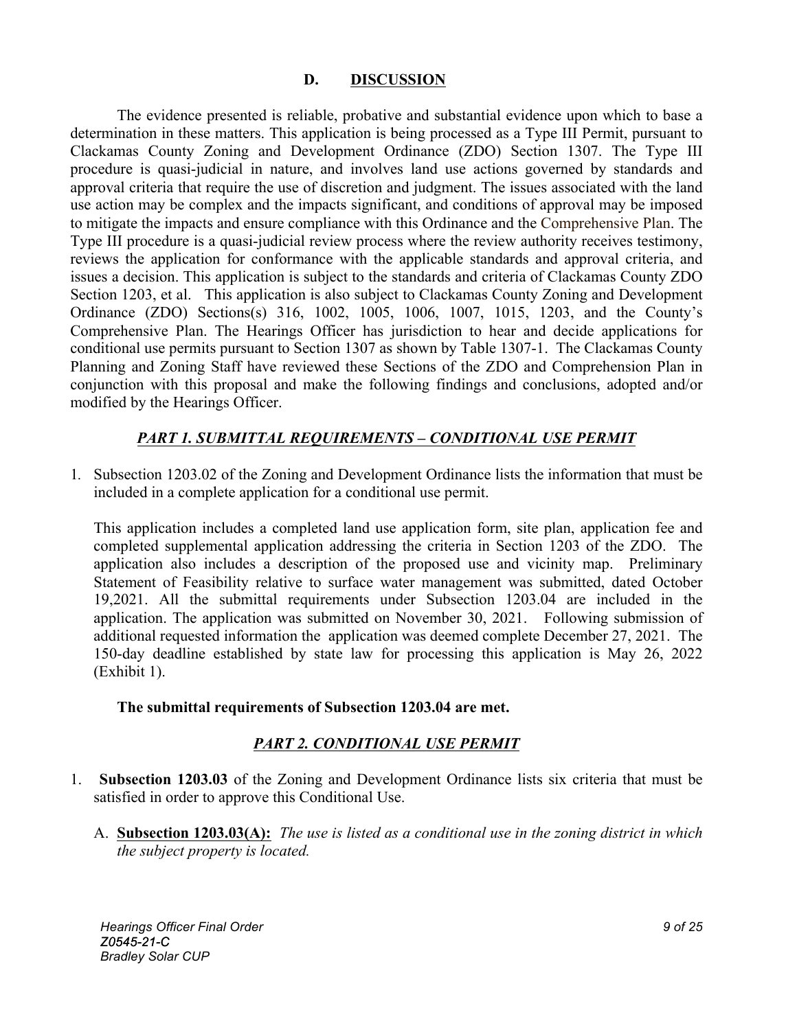## D. DISCUSSION

The evidence presented is reliable, probative and substantial evidence upon which to base a determination in these matters. This application is being processed as a Type III Permit, pursuant to Clackamas County Zoning and Development Ordinance (ZDO) Section 1307. The Type III procedure is quasi-judicial in nature, and involves land use actions governed by standards and approval criteria that require the use of discretion and judgment. The issues associated with the land use action may be complex and the impacts significant, and conditions of approval may be imposed to mitigate the impacts and ensure compliance with this Ordinance and the Comprehensive Plan. The Type III procedure is a quasi-judicial review process where the review authority receives testimony, reviews the application for conformance with the applicable standards and approval criteria, and issues a decision. This application is subject to the standards and criteria of Clackamas County ZDO Section 1203, et al. This application is also subject to Clackamas County Zoning and Development Ordinance (ZDO) Sections(s) 316, 1002, 1005, 1006, 1007, 1015, 1203, and the County's Comprehensive Plan. The Hearings Officer has jurisdiction to hear and decide applications for conditional use permits pursuant to Section 1307 as shown by Table 1307-1. The Clackamas County Planning and Zoning Staff have reviewed these Sections of the ZDO and Comprehension Plan in conjunction with this proposal and make the following findings and conclusions, adopted and/or modified by the Hearings Officer.

### *PART 1. SUBMITTAL REQUIREMENTS – CONDITIONAL USE PERMIT*

1. Subsection 1203.02 of the Zoning and Development Ordinance lists the information that must be included in a complete application for a conditional use permit.

   This application includes a completed land use application form, site plan, application fee and completed supplemental application addressing the criteria in Section 1203 of the ZDO. The application also includes a description of the proposed use and vicinity map. Preliminary Statement of Feasibility relative to surface water management was submitted, dated October 19,2021. All the submittal requirements under Subsection 1203.04 are included in the application. The application was submitted on November 30, 2021. Following submission of additional requested information the application was deemed complete December 27, 2021. The 150-day deadline established by state law for processing this application is May 26, 2022 (Exhibit 1).

   **The submittal requirements of Subsection 1203.04 are met.**

### *PART 2. CONDITIONAL USE PERMIT*

1. **Subsection 1203.03** of the Zoning and Development Ordinance lists six criteria that must be satisfied in order to approve this Conditional Use.

   A. **Subsection 1203.03(A):** *The use is listed as a conditional use in the zoning district in which the subject property is located.*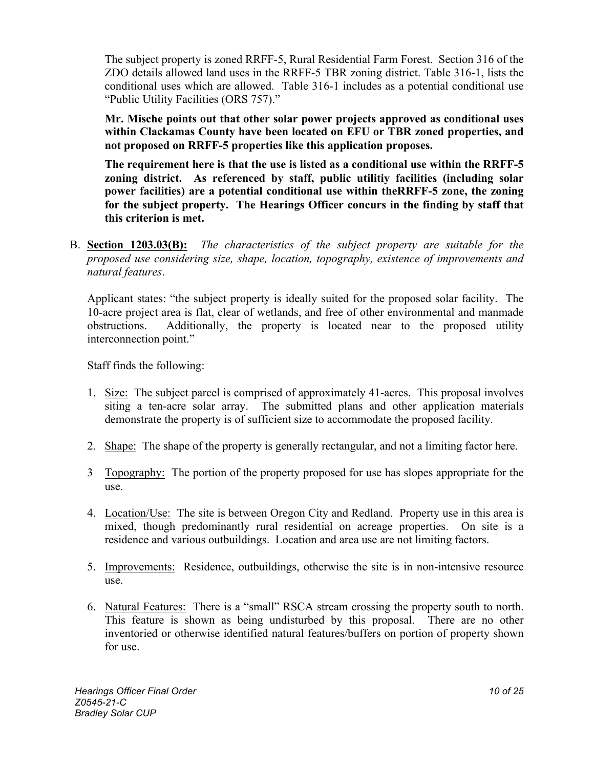The subject property is zoned RRFF-5, Rural Residential Farm Forest. Section 316 of the ZDO details allowed land uses in the RRFF-5 TBR zoning district. Table 316-1, lists the conditional uses which are allowed. Table 316-1 includes as a potential conditional use "Public Utility Facilities (ORS 757)."

**Mr. Mische points out that other solar power projects approved as conditional uses within Clackamas County have been located on EFU or TBR zoned properties, and not proposed on RRFF-5 properties like this application proposes.**

**The requirement here is that the use is listed as a conditional use within the RRFF-5 zoning district. As referenced by staff, public utilitiy facilities (including solar power facilities) are a potential conditional use within theRRFF-5 zone, the zoning for the subject property. The Hearings Officer concurs in the finding by staff that this criterion is met.**

B. **Section 1203.03(B):** *The characteristics of the subject property are suitable for the proposed use considering size, shape, location, topography, existence of improvements and natural features*.

Applicant states: "the subject property is ideally suited for the proposed solar facility. The 10-acre project area is flat, clear of wetlands, and free of other environmental and manmade obstructions. Additionally, the property is located near to the proposed utility interconnection point."

Staff finds the following:

1. Size: The subject parcel is comprised of approximately 41-acres. This proposal involves siting a ten-acre solar array. The submitted plans and other application materials demonstrate the property is of sufficient size to accommodate the proposed facility.

2. Shape: The shape of the property is generally rectangular, and not a limiting factor here.

3 Topography: The portion of the property proposed for use has slopes appropriate for the use.

4. Location/Use: The site is between Oregon City and Redland. Property use in this area is mixed, though predominantly rural residential on acreage properties. On site is a residence and various outbuildings. Location and area use are not limiting factors.

5. Improvements: Residence, outbuildings, otherwise the site is in non-intensive resource use.

6. Natural Features: There is a "small" RSCA stream crossing the property south to north. This feature is shown as being undisturbed by this proposal. There are no other inventoried or otherwise identified natural features/buffers on portion of property shown for use.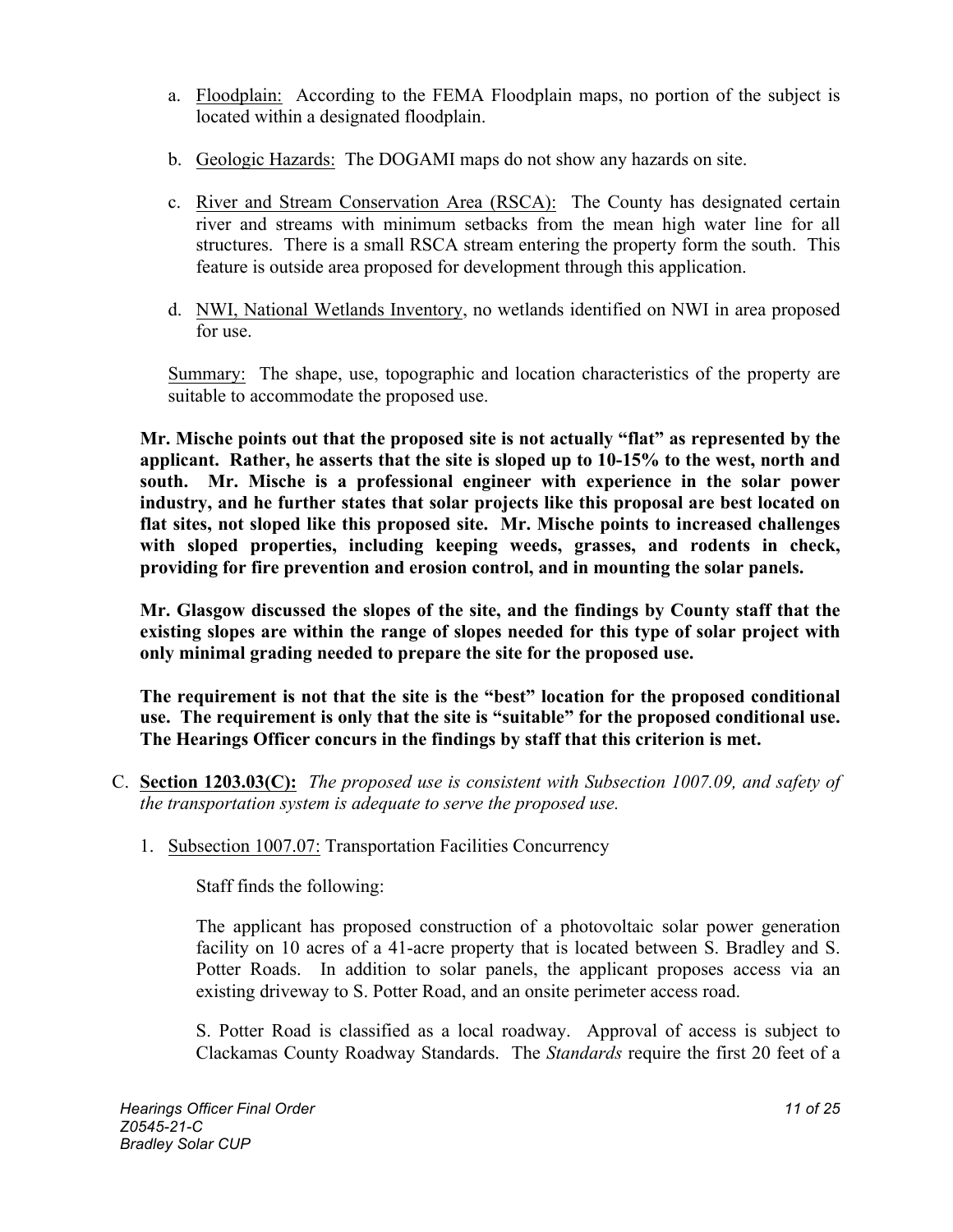a. Floodplain: According to the FEMA Floodplain maps, no portion of the subject is located within a designated floodplain.

b. Geologic Hazards: The DOGAMI maps do not show any hazards on site.

c. River and Stream Conservation Area (RSCA): The County has designated certain river and streams with minimum setbacks from the mean high water line for all structures. There is a small RSCA stream entering the property form the south. This feature is outside area proposed for development through this application.

d. NWI, National Wetlands Inventory, no wetlands identified on NWI in area proposed for use.

Summary: The shape, use, topographic and location characteristics of the property are suitable to accommodate the proposed use.

**Mr. Mische points out that the proposed site is not actually "flat" as represented by the applicant. Rather, he asserts that the site is sloped up to 10-15% to the west, north and south. Mr. Mische is a professional engineer with experience in the solar power industry, and he further states that solar projects like this proposal are best located on flat sites, not sloped like this proposed site. Mr. Mische points to increased challenges with sloped properties, including keeping weeds, grasses, and rodents in check, providing for fire prevention and erosion control, and in mounting the solar panels.**

**Mr. Glasgow discussed the slopes of the site, and the findings by County staff that the existing slopes are within the range of slopes needed for this type of solar project with only minimal grading needed to prepare the site for the proposed use.**

**The requirement is not that the site is the "best" location for the proposed conditional use. The requirement is only that the site is "suitable" for the proposed conditional use. The Hearings Officer concurs in the findings by staff that this criterion is met.**

C. **Section 1203.03(C):** *The proposed use is consistent with Subsection 1007.09, and safety of the transportation system is adequate to serve the proposed use.*

1. Subsection 1007.07: Transportation Facilities Concurrency

   Staff finds the following:

   The applicant has proposed construction of a photovoltaic solar power generation facility on 10 acres of a 41-acre property that is located between S. Bradley and S. Potter Roads. In addition to solar panels, the applicant proposes access via an existing driveway to S. Potter Road, and an onsite perimeter access road.

   S. Potter Road is classified as a local roadway. Approval of access is subject to Clackamas County Roadway Standards. The *Standards* require the first 20 feet of a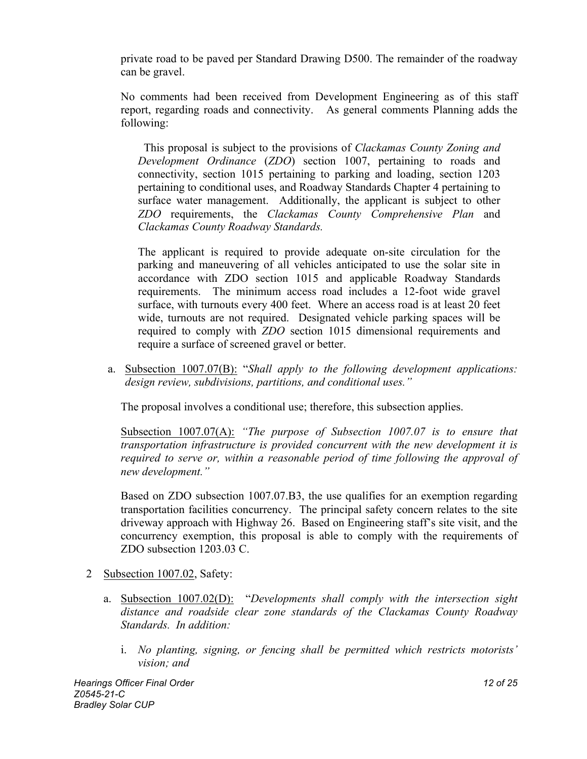private road to be paved per Standard Drawing D500. The remainder of the roadway can be gravel.

No comments had been received from Development Engineering as of this staff report, regarding roads and connectivity. As general comments Planning adds the following:

> This proposal is subject to the provisions of *Clackamas County Zoning and Development Ordinance* (*ZDO*) section 1007, pertaining to roads and connectivity, section 1015 pertaining to parking and loading, section 1203 pertaining to conditional uses, and Roadway Standards Chapter 4 pertaining to surface water management. Additionally, the applicant is subject to other *ZDO* requirements, the *Clackamas County Comprehensive Plan* and *Clackamas County Roadway Standards.*
>
> The applicant is required to provide adequate on-site circulation for the parking and maneuvering of all vehicles anticipated to use the solar site in accordance with ZDO section 1015 and applicable Roadway Standards requirements. The minimum access road includes a 12-foot wide gravel surface, with turnouts every 400 feet. Where an access road is at least 20 feet wide, turnouts are not required. Designated vehicle parking spaces will be required to comply with *ZDO* section 1015 dimensional requirements and require a surface of screened gravel or better.

a. Subsection 1007.07(B): "*Shall apply to the following development applications: design review, subdivisions, partitions, and conditional uses.*"

   The proposal involves a conditional use; therefore, this subsection applies.

   Subsection 1007.07(A): *"The purpose of Subsection 1007.07 is to ensure that transportation infrastructure is provided concurrent with the new development it is required to serve or, within a reasonable period of time following the approval of new development."*

   Based on ZDO subsection 1007.07.B3, the use qualifies for an exemption regarding transportation facilities concurrency. The principal safety concern relates to the site driveway approach with Highway 26. Based on Engineering staff's site visit, and the concurrency exemption, this proposal is able to comply with the requirements of ZDO subsection 1203.03 C.

2 Subsection 1007.02, Safety:

   a. Subsection 1007.02(D): "*Developments shall comply with the intersection sight distance and roadside clear zone standards of the Clackamas County Roadway Standards. In addition:*

      i. *No planting, signing, or fencing shall be permitted which restricts motorists' vision; and*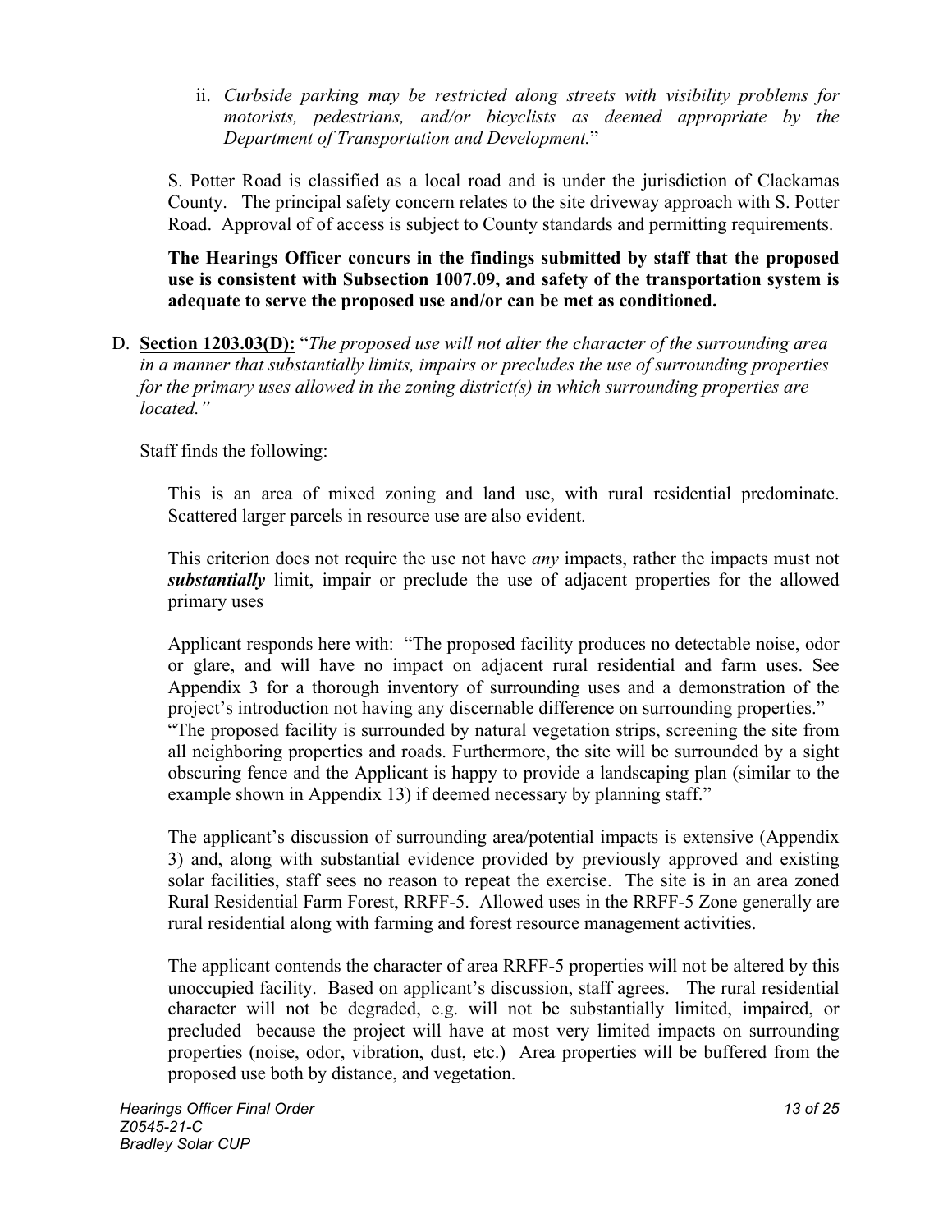ii. *Curbside parking may be restricted along streets with visibility problems for motorists, pedestrians, and/or bicyclists as deemed appropriate by the Department of Transportation and Development.*"

S. Potter Road is classified as a local road and is under the jurisdiction of Clackamas County. The principal safety concern relates to the site driveway approach with S. Potter Road. Approval of of access is subject to County standards and permitting requirements.

**The Hearings Officer concurs in the findings submitted by staff that the proposed use is consistent with Subsection 1007.09, and safety of the transportation system is adequate to serve the proposed use and/or can be met as conditioned.**

D. **Section 1203.03(D):** "*The proposed use will not alter the character of the surrounding area in a manner that substantially limits, impairs or precludes the use of surrounding properties for the primary uses allowed in the zoning district(s) in which surrounding properties are located.*"

Staff finds the following:

This is an area of mixed zoning and land use, with rural residential predominate. Scattered larger parcels in resource use are also evident.

This criterion does not require the use not have *any* impacts, rather the impacts must not ***substantially*** limit, impair or preclude the use of adjacent properties for the allowed primary uses

Applicant responds here with: "The proposed facility produces no detectable noise, odor or glare, and will have no impact on adjacent rural residential and farm uses. See Appendix 3 for a thorough inventory of surrounding uses and a demonstration of the project's introduction not having any discernable difference on surrounding properties."
"The proposed facility is surrounded by natural vegetation strips, screening the site from all neighboring properties and roads. Furthermore, the site will be surrounded by a sight obscuring fence and the Applicant is happy to provide a landscaping plan (similar to the example shown in Appendix 13) if deemed necessary by planning staff."

The applicant's discussion of surrounding area/potential impacts is extensive (Appendix 3) and, along with substantial evidence provided by previously approved and existing solar facilities, staff sees no reason to repeat the exercise. The site is in an area zoned Rural Residential Farm Forest, RRFF-5. Allowed uses in the RRFF-5 Zone generally are rural residential along with farming and forest resource management activities.

The applicant contends the character of area RRFF-5 properties will not be altered by this unoccupied facility. Based on applicant's discussion, staff agrees. The rural residential character will not be degraded, e.g. will not be substantially limited, impaired, or precluded because the project will have at most very limited impacts on surrounding properties (noise, odor, vibration, dust, etc.) Area properties will be buffered from the proposed use both by distance, and vegetation.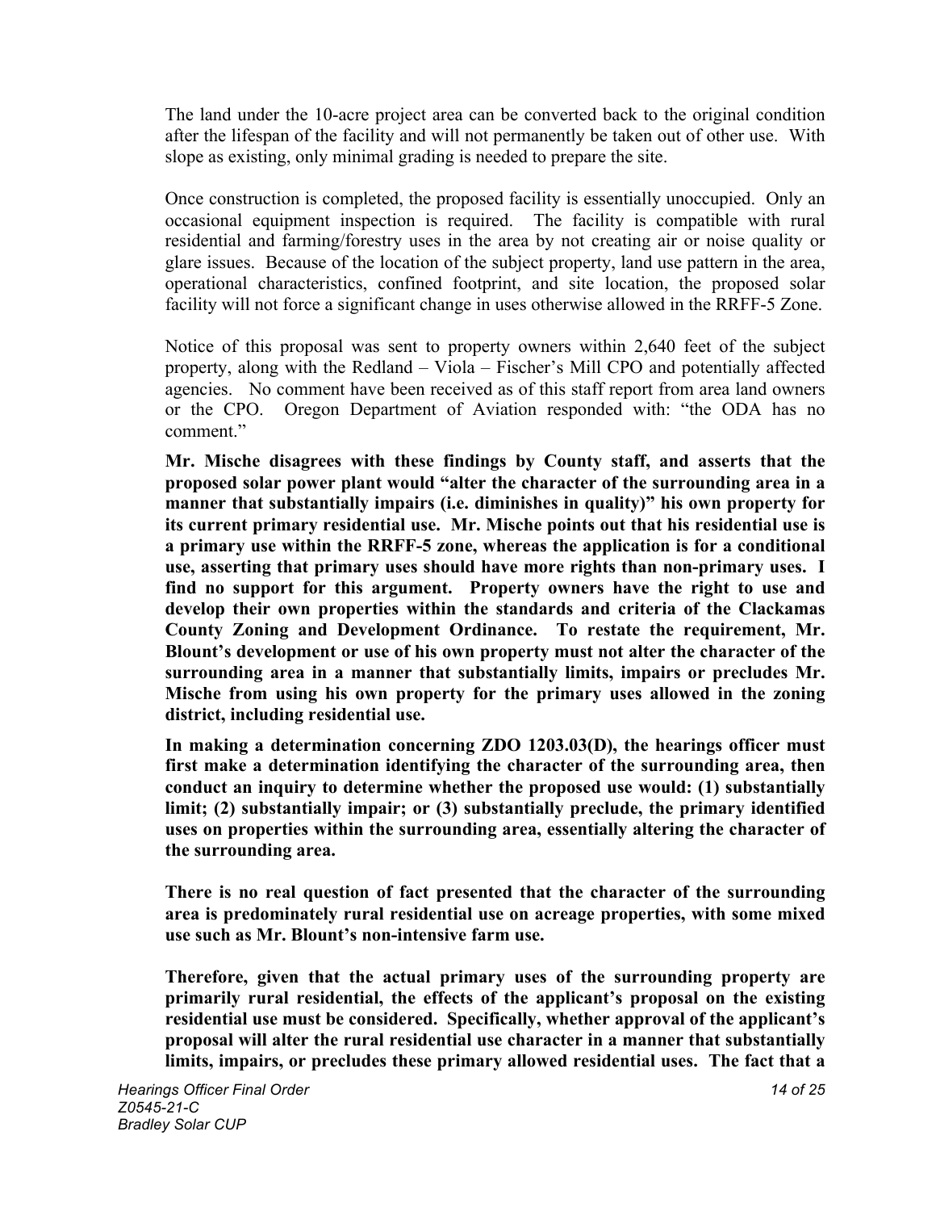The land under the 10-acre project area can be converted back to the original condition after the lifespan of the facility and will not permanently be taken out of other use. With slope as existing, only minimal grading is needed to prepare the site.

Once construction is completed, the proposed facility is essentially unoccupied. Only an occasional equipment inspection is required. The facility is compatible with rural residential and farming/forestry uses in the area by not creating air or noise quality or glare issues. Because of the location of the subject property, land use pattern in the area, operational characteristics, confined footprint, and site location, the proposed solar facility will not force a significant change in uses otherwise allowed in the RRFF-5 Zone.

Notice of this proposal was sent to property owners within 2,640 feet of the subject property, along with the Redland – Viola – Fischer's Mill CPO and potentially affected agencies. No comment have been received as of this staff report from area land owners or the CPO. Oregon Department of Aviation responded with: "the ODA has no comment."

**Mr. Mische disagrees with these findings by County staff, and asserts that the proposed solar power plant would "alter the character of the surrounding area in a manner that substantially impairs (i.e. diminishes in quality)" his own property for its current primary residential use. Mr. Mische points out that his residential use is a primary use within the RRFF-5 zone, whereas the application is for a conditional use, asserting that primary uses should have more rights than non-primary uses. I find no support for this argument. Property owners have the right to use and develop their own properties within the standards and criteria of the Clackamas County Zoning and Development Ordinance. To restate the requirement, Mr. Blount's development or use of his own property must not alter the character of the surrounding area in a manner that substantially limits, impairs or precludes Mr. Mische from using his own property for the primary uses allowed in the zoning district, including residential use.**

**In making a determination concerning ZDO 1203.03(D), the hearings officer must first make a determination identifying the character of the surrounding area, then conduct an inquiry to determine whether the proposed use would: (1) substantially limit; (2) substantially impair; or (3) substantially preclude, the primary identified uses on properties within the surrounding area, essentially altering the character of the surrounding area.**

**There is no real question of fact presented that the character of the surrounding area is predominately rural residential use on acreage properties, with some mixed use such as Mr. Blount's non-intensive farm use.**

**Therefore, given that the actual primary uses of the surrounding property are primarily rural residential, the effects of the applicant's proposal on the existing residential use must be considered. Specifically, whether approval of the applicant's proposal will alter the rural residential use character in a manner that substantially limits, impairs, or precludes these primary allowed residential uses. The fact that a**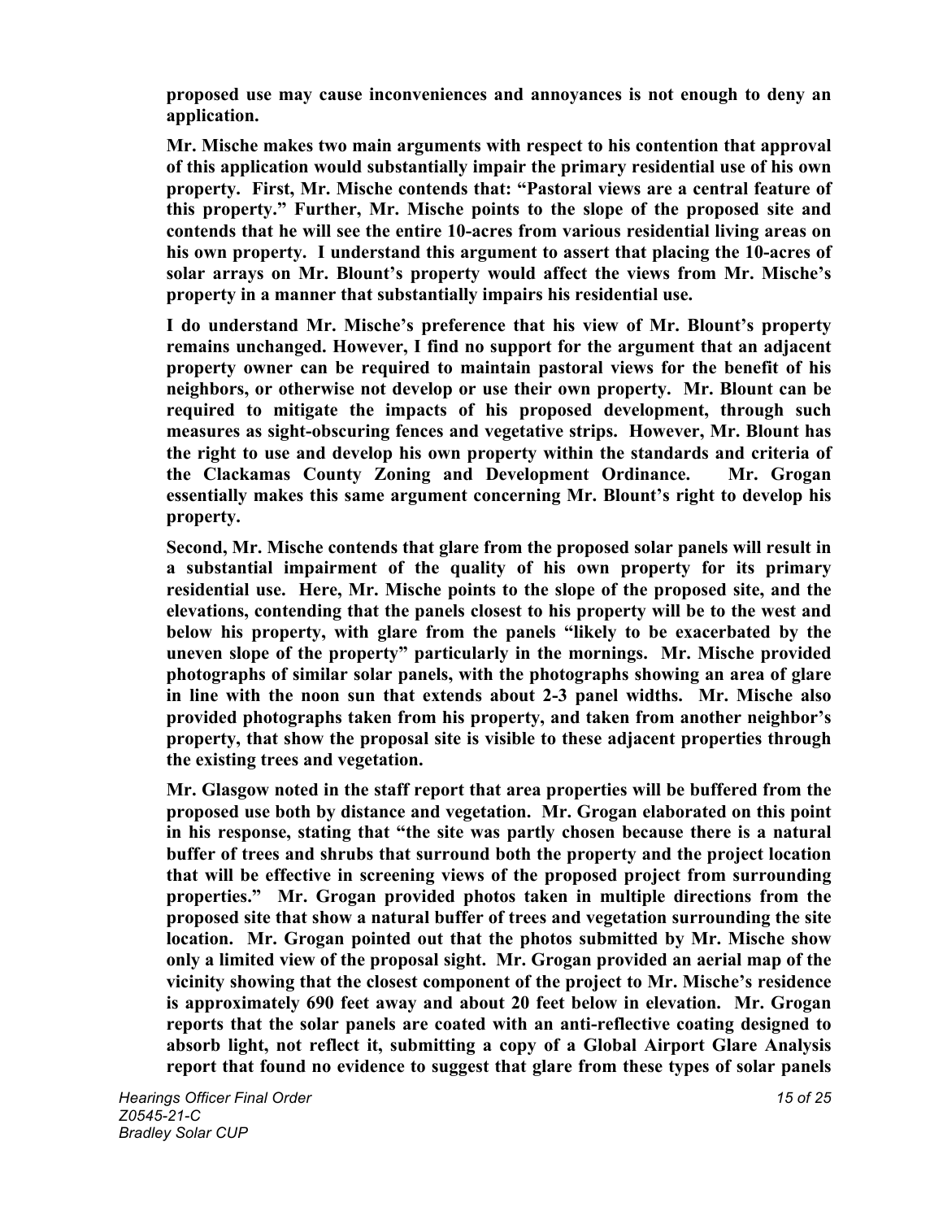**proposed use may cause inconveniences and annoyances is not enough to deny an application.**

**Mr. Mische makes two main arguments with respect to his contention that approval of this application would substantially impair the primary residential use of his own property. First, Mr. Mische contends that: "Pastoral views are a central feature of this property." Further, Mr. Mische points to the slope of the proposed site and contends that he will see the entire 10-acres from various residential living areas on his own property. I understand this argument to assert that placing the 10-acres of solar arrays on Mr. Blount's property would affect the views from Mr. Mische's property in a manner that substantially impairs his residential use.**

**I do understand Mr. Mische's preference that his view of Mr. Blount's property remains unchanged. However, I find no support for the argument that an adjacent property owner can be required to maintain pastoral views for the benefit of his neighbors, or otherwise not develop or use their own property. Mr. Blount can be required to mitigate the impacts of his proposed development, through such measures as sight-obscuring fences and vegetative strips. However, Mr. Blount has the right to use and develop his own property within the standards and criteria of the Clackamas County Zoning and Development Ordinance. Mr. Grogan essentially makes this same argument concerning Mr. Blount's right to develop his property.**

**Second, Mr. Mische contends that glare from the proposed solar panels will result in a substantial impairment of the quality of his own property for its primary residential use. Here, Mr. Mische points to the slope of the proposed site, and the elevations, contending that the panels closest to his property will be to the west and below his property, with glare from the panels "likely to be exacerbated by the uneven slope of the property" particularly in the mornings. Mr. Mische provided photographs of similar solar panels, with the photographs showing an area of glare in line with the noon sun that extends about 2-3 panel widths. Mr. Mische also provided photographs taken from his property, and taken from another neighbor's property, that show the proposal site is visible to these adjacent properties through the existing trees and vegetation.**

**Mr. Glasgow noted in the staff report that area properties will be buffered from the proposed use both by distance and vegetation. Mr. Grogan elaborated on this point in his response, stating that "the site was partly chosen because there is a natural buffer of trees and shrubs that surround both the property and the project location that will be effective in screening views of the proposed project from surrounding properties." Mr. Grogan provided photos taken in multiple directions from the proposed site that show a natural buffer of trees and vegetation surrounding the site location. Mr. Grogan pointed out that the photos submitted by Mr. Mische show only a limited view of the proposal sight. Mr. Grogan provided an aerial map of the vicinity showing that the closest component of the project to Mr. Mische's residence is approximately 690 feet away and about 20 feet below in elevation. Mr. Grogan reports that the solar panels are coated with an anti-reflective coating designed to absorb light, not reflect it, submitting a copy of a Global Airport Glare Analysis report that found no evidence to suggest that glare from these types of solar panels**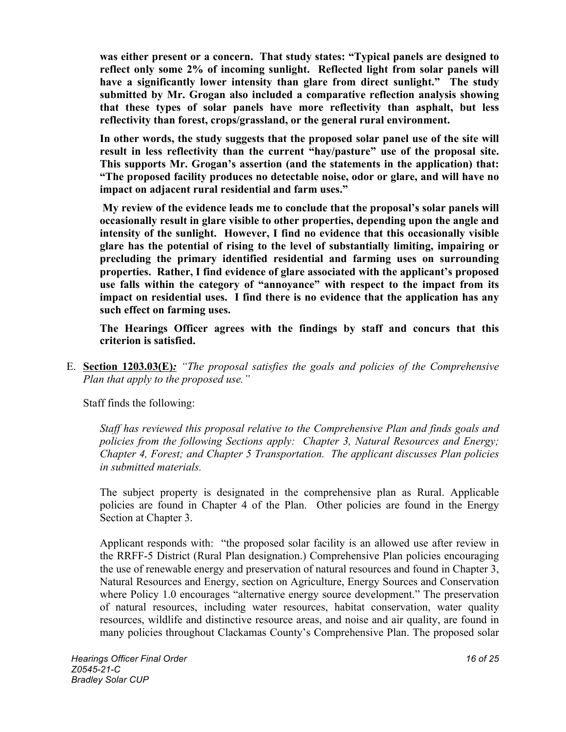**was either present or a concern. That study states: "Typical panels are designed to reflect only some 2% of incoming sunlight. Reflected light from solar panels will have a significantly lower intensity than glare from direct sunlight." The study submitted by Mr. Grogan also included a comparative reflection analysis showing that these types of solar panels have more reflectivity than asphalt, but less reflectivity than forest, crops/grassland, or the general rural environment.**

**In other words, the study suggests that the proposed solar panel use of the site will result in less reflectivity than the current "hay/pasture" use of the proposal site. This supports Mr. Grogan's assertion (and the statements in the application) that: "The proposed facility produces no detectable noise, odor or glare, and will have no impact on adjacent rural residential and farm uses."**

**My review of the evidence leads me to conclude that the proposal's solar panels will occasionally result in glare visible to other properties, depending upon the angle and intensity of the sunlight. However, I find no evidence that this occasionally visible glare has the potential of rising to the level of substantially limiting, impairing or precluding the primary identified residential and farming uses on surrounding properties. Rather, I find evidence of glare associated with the applicant's proposed use falls within the category of "annoyance" with respect to the impact from its impact on residential uses. I find there is no evidence that the application has any such effect on farming uses.**

**The Hearings Officer agrees with the findings by staff and concurs that this criterion is satisfied.**

E. **Section 1203.03(E)***:* *"The proposal satisfies the goals and policies of the Comprehensive Plan that apply to the proposed use."*

Staff finds the following:

*Staff has reviewed this proposal relative to the Comprehensive Plan and finds goals and policies from the following Sections apply: Chapter 3, Natural Resources and Energy; Chapter 4, Forest; and Chapter 5 Transportation. The applicant discusses Plan policies in submitted materials.*

The subject property is designated in the comprehensive plan as Rural. Applicable policies are found in Chapter 4 of the Plan. Other policies are found in the Energy Section at Chapter 3.

Applicant responds with: "the proposed solar facility is an allowed use after review in the RRFF-5 District (Rural Plan designation.) Comprehensive Plan policies encouraging the use of renewable energy and preservation of natural resources and found in Chapter 3, Natural Resources and Energy, section on Agriculture, Energy Sources and Conservation where Policy 1.0 encourages "alternative energy source development." The preservation of natural resources, including water resources, habitat conservation, water quality resources, wildlife and distinctive resource areas, and noise and air quality, are found in many policies throughout Clackamas County's Comprehensive Plan. The proposed solar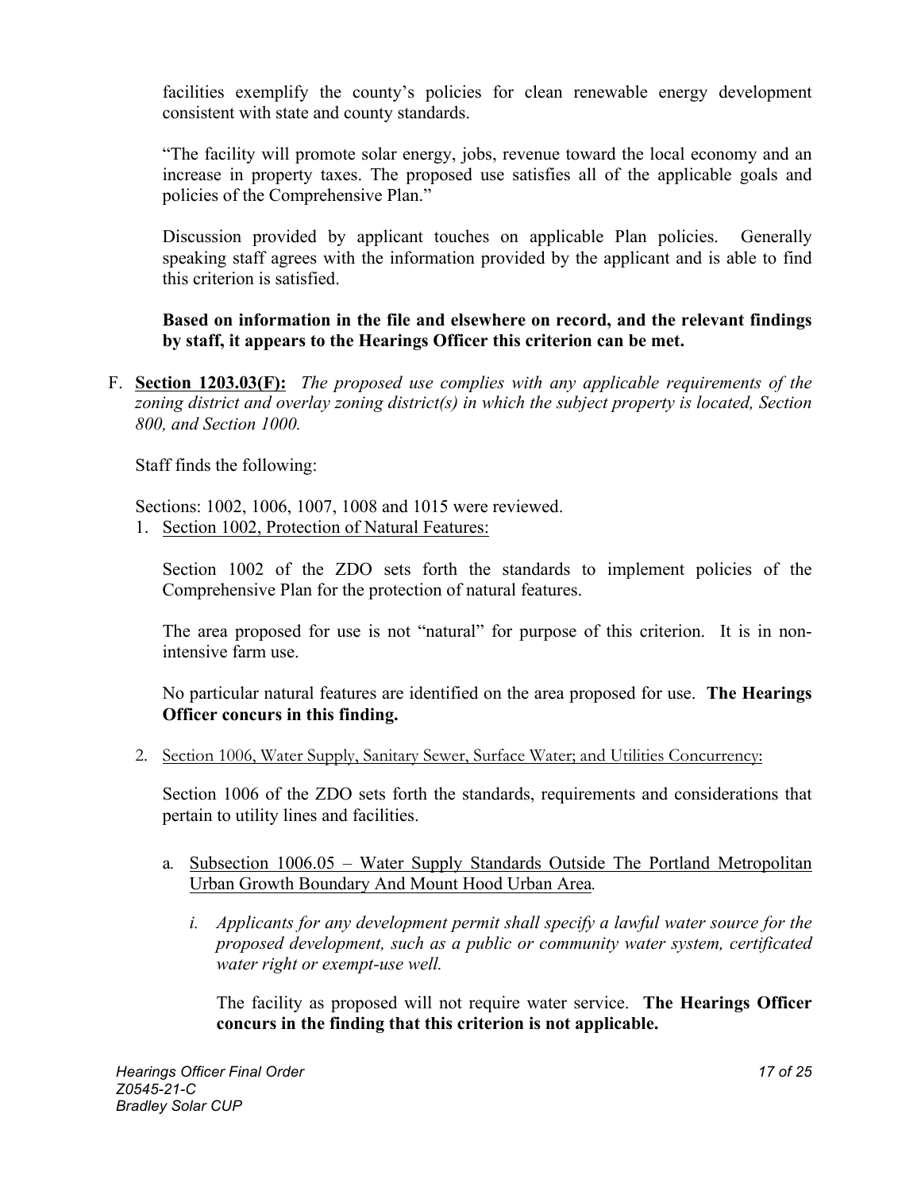facilities exemplify the county's policies for clean renewable energy development consistent with state and county standards.

"The facility will promote solar energy, jobs, revenue toward the local economy and an increase in property taxes. The proposed use satisfies all of the applicable goals and policies of the Comprehensive Plan."

Discussion provided by applicant touches on applicable Plan policies. Generally speaking staff agrees with the information provided by the applicant and is able to find this criterion is satisfied.

**Based on information in the file and elsewhere on record, and the relevant findings by staff, it appears to the Hearings Officer this criterion can be met.**

F. **<u>Section 1203.03(F):</u>** *The proposed use complies with any applicable requirements of the zoning district and overlay zoning district(s) in which the subject property is located, Section 800, and Section 1000.*

Staff finds the following:

Sections: 1002, 1006, 1007, 1008 and 1015 were reviewed.

1. <u>Section 1002, Protection of Natural Features:</u>

   Section 1002 of the ZDO sets forth the standards to implement policies of the Comprehensive Plan for the protection of natural features.

   The area proposed for use is not "natural" for purpose of this criterion. It is in non-intensive farm use.

   No particular natural features are identified on the area proposed for use. **The Hearings Officer concurs in this finding.**

2. <u>Section 1006, Water Supply, Sanitary Sewer, Surface Water; and Utilities Concurrency:</u>

   Section 1006 of the ZDO sets forth the standards, requirements and considerations that pertain to utility lines and facilities.

   a. <u>Subsection 1006.05 – Water Supply Standards Outside The Portland Metropolitan Urban Growth Boundary And Mount Hood Urban Area</u>.

      i. *Applicants for any development permit shall specify a lawful water source for the proposed development, such as a public or community water system, certificated water right or exempt-use well.*

         The facility as proposed will not require water service. **The Hearings Officer concurs in the finding that this criterion is not applicable.**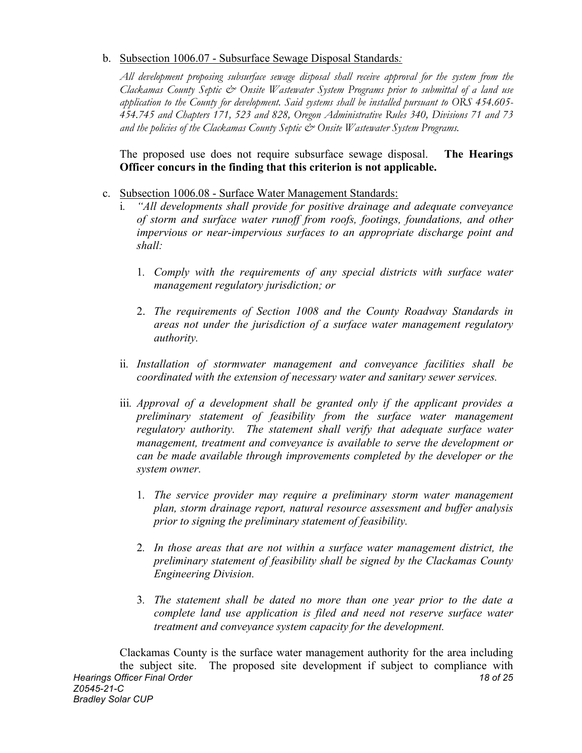b. Subsection 1006.07 - Subsurface Sewage Disposal Standards*:*

*All development proposing subsurface sewage disposal shall receive approval for the system from the Clackamas County Septic & Onsite Wastewater System Programs prior to submittal of a land use application to the County for development. Said systems shall be installed pursuant to ORS 454.605-454.745 and Chapters 171, 523 and 828, Oregon Administrative Rules 340, Divisions 71 and 73 and the policies of the Clackamas County Septic & Onsite Wastewater System Programs.*

The proposed use does not require subsurface sewage disposal. **The Hearings Officer concurs in the finding that this criterion is not applicable.**

c. Subsection 1006.08 - Surface Water Management Standards:

i. *"All developments shall provide for positive drainage and adequate conveyance of storm and surface water runoff from roofs, footings, foundations, and other impervious or near-impervious surfaces to an appropriate discharge point and shall:*

1. *Comply with the requirements of any special districts with surface water management regulatory jurisdiction; or*

2. *The requirements of Section 1008 and the County Roadway Standards in areas not under the jurisdiction of a surface water management regulatory authority.*

ii. *Installation of stormwater management and conveyance facilities shall be coordinated with the extension of necessary water and sanitary sewer services.*

iii. *Approval of a development shall be granted only if the applicant provides a preliminary statement of feasibility from the surface water management regulatory authority. The statement shall verify that adequate surface water management, treatment and conveyance is available to serve the development or can be made available through improvements completed by the developer or the system owner.*

1. *The service provider may require a preliminary storm water management plan, storm drainage report, natural resource assessment and buffer analysis prior to signing the preliminary statement of feasibility.*

2. *In those areas that are not within a surface water management district, the preliminary statement of feasibility shall be signed by the Clackamas County Engineering Division.*

3. *The statement shall be dated no more than one year prior to the date a complete land use application is filed and need not reserve surface water treatment and conveyance system capacity for the development.*

Clackamas County is the surface water management authority for the area including the subject site. The proposed site development if subject to compliance with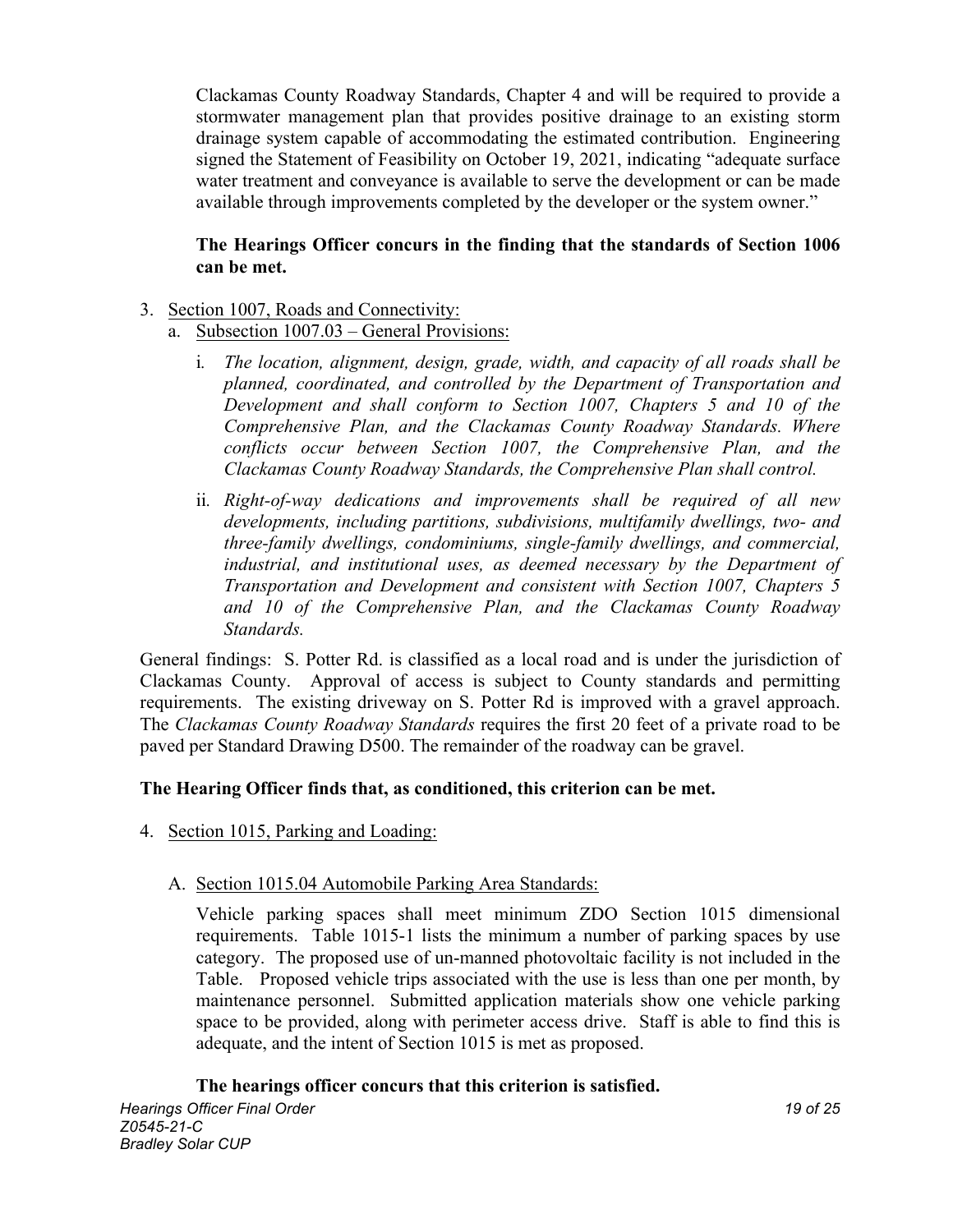Clackamas County Roadway Standards, Chapter 4 and will be required to provide a stormwater management plan that provides positive drainage to an existing storm drainage system capable of accommodating the estimated contribution. Engineering signed the Statement of Feasibility on October 19, 2021, indicating "adequate surface water treatment and conveyance is available to serve the development or can be made available through improvements completed by the developer or the system owner."

**The Hearings Officer concurs in the finding that the standards of Section 1006 can be met.**

3. Section 1007, Roads and Connectivity:
   a. Subsection 1007.03 – General Provisions:
      i. *The location, alignment, design, grade, width, and capacity of all roads shall be planned, coordinated, and controlled by the Department of Transportation and Development and shall conform to Section 1007, Chapters 5 and 10 of the Comprehensive Plan, and the Clackamas County Roadway Standards. Where conflicts occur between Section 1007, the Comprehensive Plan, and the Clackamas County Roadway Standards, the Comprehensive Plan shall control.*
      ii. *Right-of-way dedications and improvements shall be required of all new developments, including partitions, subdivisions, multifamily dwellings, two- and three-family dwellings, condominiums, single-family dwellings, and commercial, industrial, and institutional uses, as deemed necessary by the Department of Transportation and Development and consistent with Section 1007, Chapters 5 and 10 of the Comprehensive Plan, and the Clackamas County Roadway Standards.*

General findings: S. Potter Rd. is classified as a local road and is under the jurisdiction of Clackamas County. Approval of access is subject to County standards and permitting requirements. The existing driveway on S. Potter Rd is improved with a gravel approach. The *Clackamas County Roadway Standards* requires the first 20 feet of a private road to be paved per Standard Drawing D500. The remainder of the roadway can be gravel.

**The Hearing Officer finds that, as conditioned, this criterion can be met.**

4. Section 1015, Parking and Loading:

   A. Section 1015.04 Automobile Parking Area Standards:

   Vehicle parking spaces shall meet minimum ZDO Section 1015 dimensional requirements. Table 1015-1 lists the minimum a number of parking spaces by use category. The proposed use of un-manned photovoltaic facility is not included in the Table. Proposed vehicle trips associated with the use is less than one per month, by maintenance personnel. Submitted application materials show one vehicle parking space to be provided, along with perimeter access drive. Staff is able to find this is adequate, and the intent of Section 1015 is met as proposed.

   **The hearings officer concurs that this criterion is satisfied.**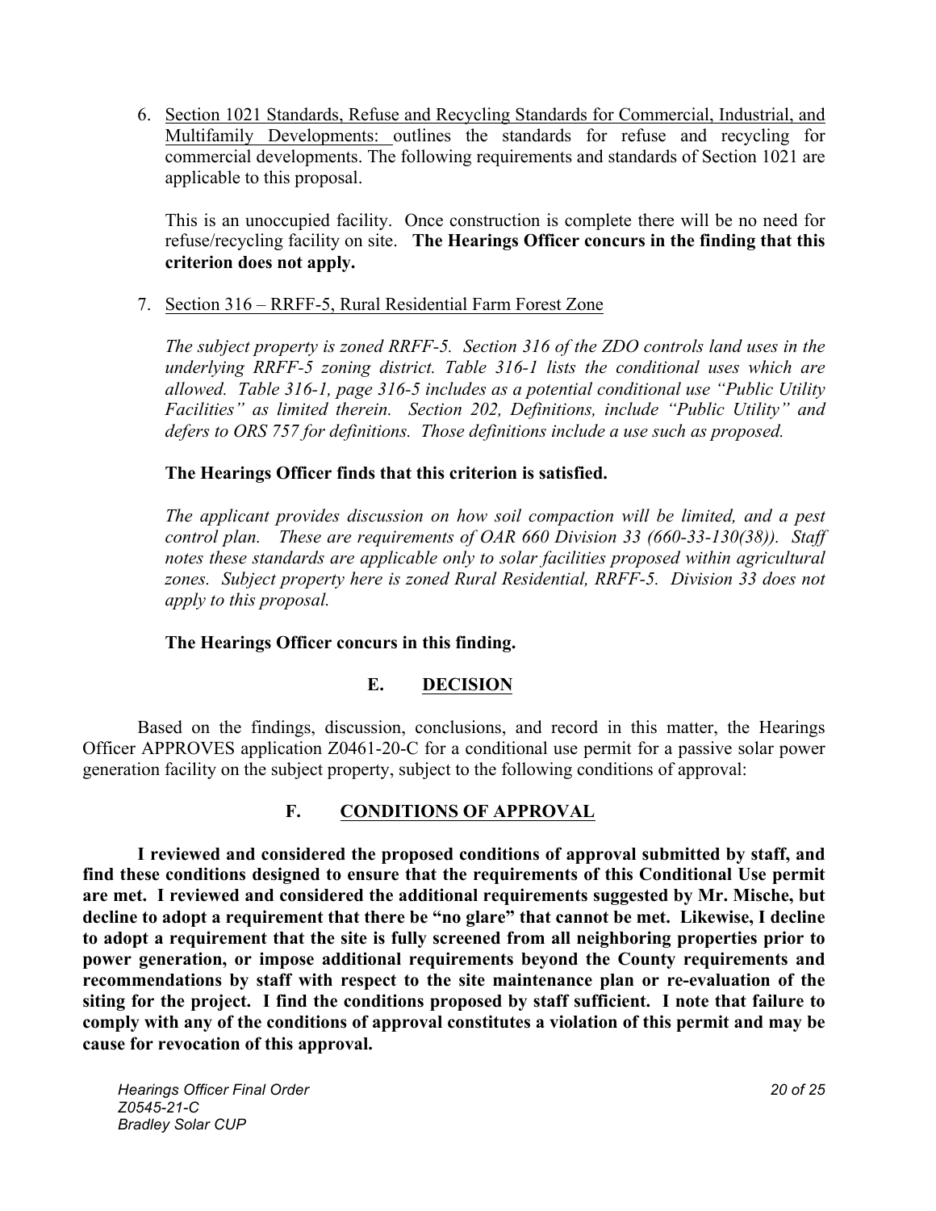6. Section 1021 Standards, Refuse and Recycling Standards for Commercial, Industrial, and Multifamily Developments: outlines the standards for refuse and recycling for commercial developments. The following requirements and standards of Section 1021 are applicable to this proposal.

   This is an unoccupied facility. Once construction is complete there will be no need for refuse/recycling facility on site. **The Hearings Officer concurs in the finding that this criterion does not apply.**

7. Section 316 – RRFF-5, Rural Residential Farm Forest Zone

   *The subject property is zoned RRFF-5. Section 316 of the ZDO controls land uses in the underlying RRFF-5 zoning district. Table 316-1 lists the conditional uses which are allowed. Table 316-1, page 316-5 includes as a potential conditional use "Public Utility Facilities" as limited therein. Section 202, Definitions, include "Public Utility" and defers to ORS 757 for definitions. Those definitions include a use such as proposed.*

   **The Hearings Officer finds that this criterion is satisfied.**

   *The applicant provides discussion on how soil compaction will be limited, and a pest control plan. These are requirements of OAR 660 Division 33 (660-33-130(38)). Staff notes these standards are applicable only to solar facilities proposed within agricultural zones. Subject property here is zoned Rural Residential, RRFF-5. Division 33 does not apply to this proposal.*

   **The Hearings Officer concurs in this finding.**

## E. DECISION

Based on the findings, discussion, conclusions, and record in this matter, the Hearings Officer APPROVES application Z0461-20-C for a conditional use permit for a passive solar power generation facility on the subject property, subject to the following conditions of approval:

## F. CONDITIONS OF APPROVAL

**I reviewed and considered the proposed conditions of approval submitted by staff, and find these conditions designed to ensure that the requirements of this Conditional Use permit are met. I reviewed and considered the additional requirements suggested by Mr. Mische, but decline to adopt a requirement that there be "no glare" that cannot be met. Likewise, I decline to adopt a requirement that the site is fully screened from all neighboring properties prior to power generation, or impose additional requirements beyond the County requirements and recommendations by staff with respect to the site maintenance plan or re-evaluation of the siting for the project. I find the conditions proposed by staff sufficient. I note that failure to comply with any of the conditions of approval constitutes a violation of this permit and may be cause for revocation of this approval.**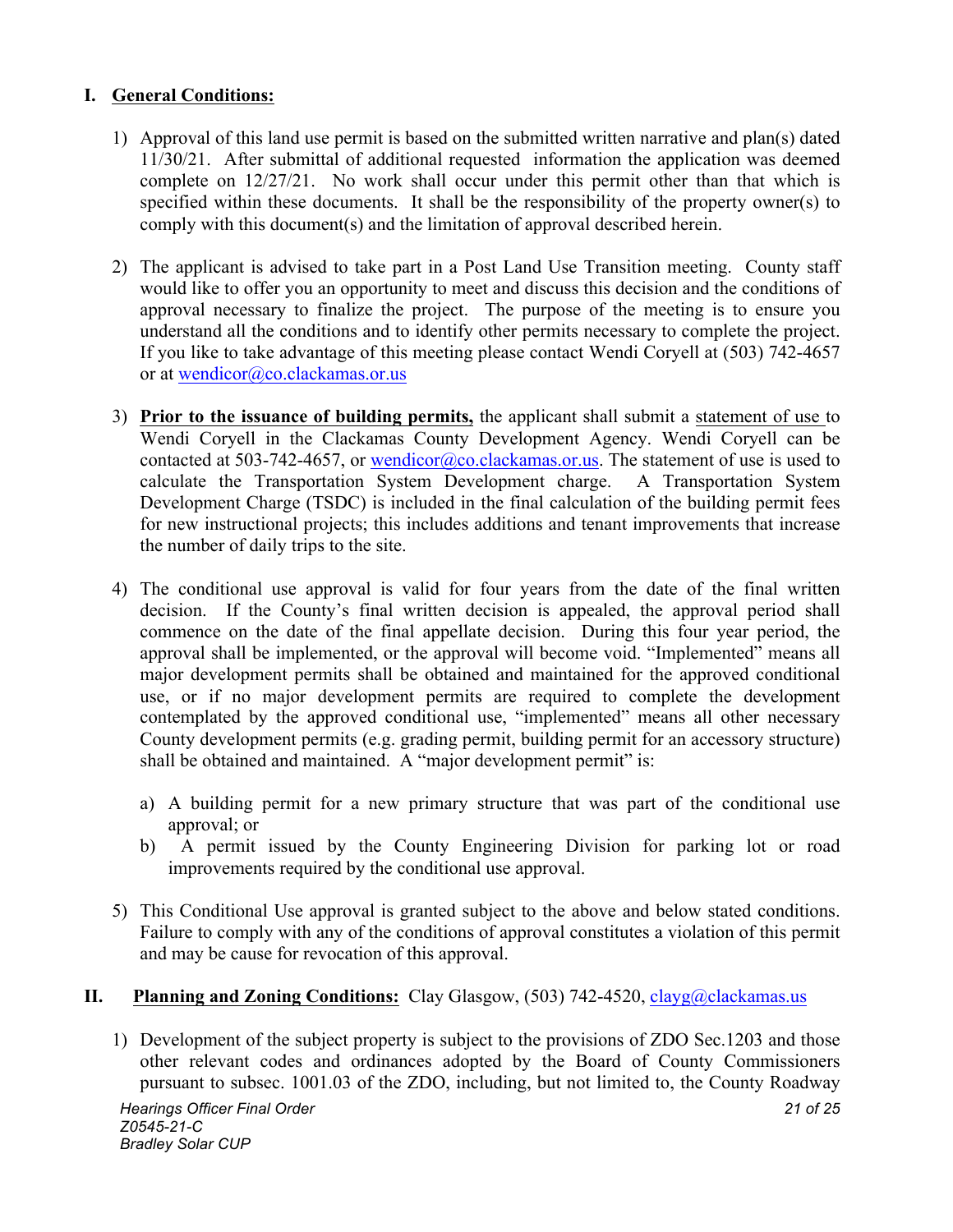## I. General Conditions:

1) Approval of this land use permit is based on the submitted written narrative and plan(s) dated 11/30/21. After submittal of additional requested information the application was deemed complete on 12/27/21. No work shall occur under this permit other than that which is specified within these documents. It shall be the responsibility of the property owner(s) to comply with this document(s) and the limitation of approval described herein.

2) The applicant is advised to take part in a Post Land Use Transition meeting. County staff would like to offer you an opportunity to meet and discuss this decision and the conditions of approval necessary to finalize the project. The purpose of the meeting is to ensure you understand all the conditions and to identify other permits necessary to complete the project. If you like to take advantage of this meeting please contact Wendi Coryell at (503) 742-4657 or at wendicor@co.clackamas.or.us

3) **Prior to the issuance of building permits,** the applicant shall submit a statement of use to Wendi Coryell in the Clackamas County Development Agency. Wendi Coryell can be contacted at 503-742-4657, or wendicor@co.clackamas.or.us. The statement of use is used to calculate the Transportation System Development charge. A Transportation System Development Charge (TSDC) is included in the final calculation of the building permit fees for new instructional projects; this includes additions and tenant improvements that increase the number of daily trips to the site.

4) The conditional use approval is valid for four years from the date of the final written decision. If the County's final written decision is appealed, the approval period shall commence on the date of the final appellate decision. During this four year period, the approval shall be implemented, or the approval will become void. "Implemented" means all major development permits shall be obtained and maintained for the approved conditional use, or if no major development permits are required to complete the development contemplated by the approved conditional use, "implemented" means all other necessary County development permits (e.g. grading permit, building permit for an accessory structure) shall be obtained and maintained. A "major development permit" is:

   a) A building permit for a new primary structure that was part of the conditional use approval; or
   b) A permit issued by the County Engineering Division for parking lot or road improvements required by the conditional use approval.

5) This Conditional Use approval is granted subject to the above and below stated conditions. Failure to comply with any of the conditions of approval constitutes a violation of this permit and may be cause for revocation of this approval.

## II. Planning and Zoning Conditions: Clay Glasgow, (503) 742-4520, clayg@clackamas.us

1) Development of the subject property is subject to the provisions of ZDO Sec.1203 and those other relevant codes and ordinances adopted by the Board of County Commissioners pursuant to subsec. 1001.03 of the ZDO, including, but not limited to, the County Roadway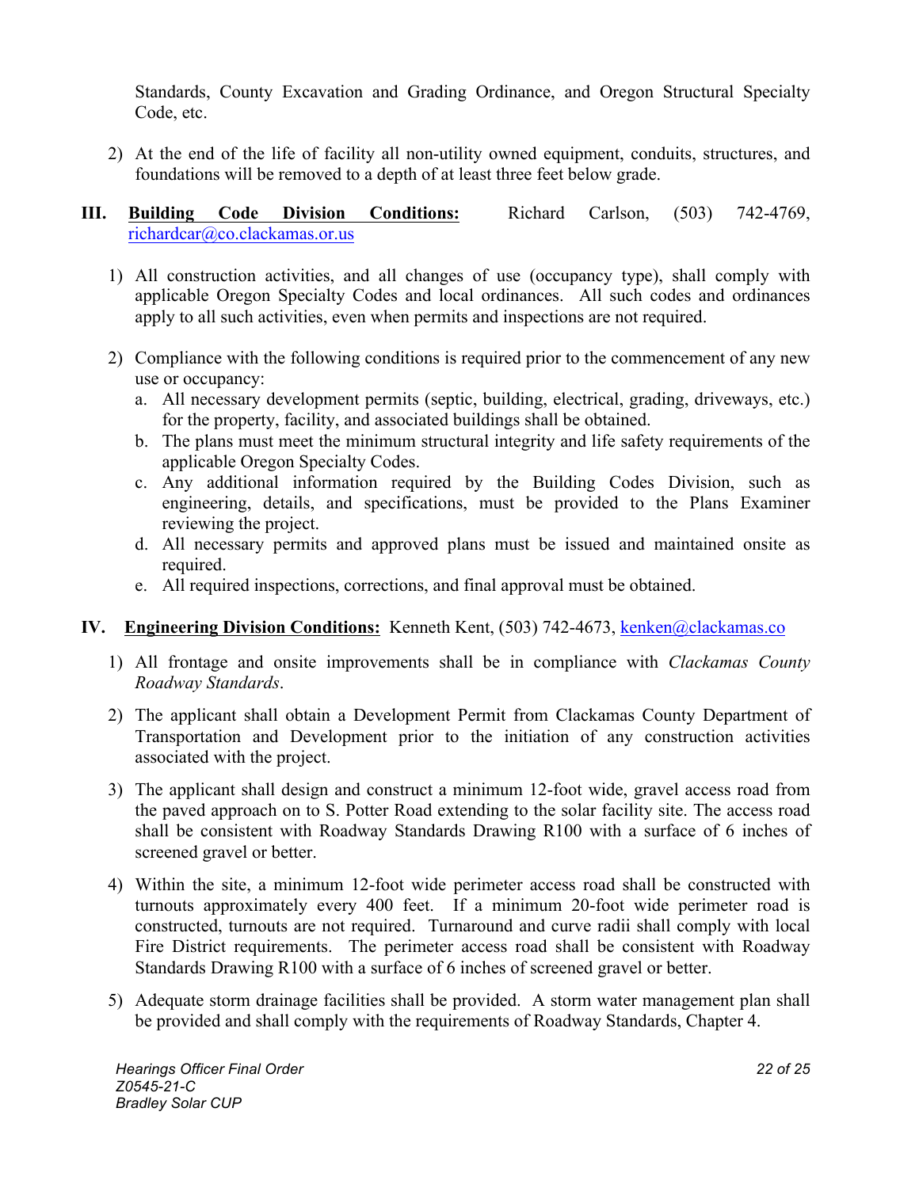Standards, County Excavation and Grading Ordinance, and Oregon Structural Specialty Code, etc.

2) At the end of the life of facility all non-utility owned equipment, conduits, structures, and foundations will be removed to a depth of at least three feet below grade.

**III. Building Code Division Conditions:** Richard Carlson, (503) 742-4769, richardcar@co.clackamas.or.us

1) All construction activities, and all changes of use (occupancy type), shall comply with applicable Oregon Specialty Codes and local ordinances. All such codes and ordinances apply to all such activities, even when permits and inspections are not required.

2) Compliance with the following conditions is required prior to the commencement of any new use or occupancy:
   a. All necessary development permits (septic, building, electrical, grading, driveways, etc.) for the property, facility, and associated buildings shall be obtained.
   b. The plans must meet the minimum structural integrity and life safety requirements of the applicable Oregon Specialty Codes.
   c. Any additional information required by the Building Codes Division, such as engineering, details, and specifications, must be provided to the Plans Examiner reviewing the project.
   d. All necessary permits and approved plans must be issued and maintained onsite as required.
   e. All required inspections, corrections, and final approval must be obtained.

**IV. Engineering Division Conditions:** Kenneth Kent, (503) 742-4673, kenken@clackamas.co

1) All frontage and onsite improvements shall be in compliance with *Clackamas County Roadway Standards*.

2) The applicant shall obtain a Development Permit from Clackamas County Department of Transportation and Development prior to the initiation of any construction activities associated with the project.

3) The applicant shall design and construct a minimum 12-foot wide, gravel access road from the paved approach on to S. Potter Road extending to the solar facility site. The access road shall be consistent with Roadway Standards Drawing R100 with a surface of 6 inches of screened gravel or better.

4) Within the site, a minimum 12-foot wide perimeter access road shall be constructed with turnouts approximately every 400 feet. If a minimum 20-foot wide perimeter road is constructed, turnouts are not required. Turnaround and curve radii shall comply with local Fire District requirements. The perimeter access road shall be consistent with Roadway Standards Drawing R100 with a surface of 6 inches of screened gravel or better.

5) Adequate storm drainage facilities shall be provided. A storm water management plan shall be provided and shall comply with the requirements of Roadway Standards, Chapter 4.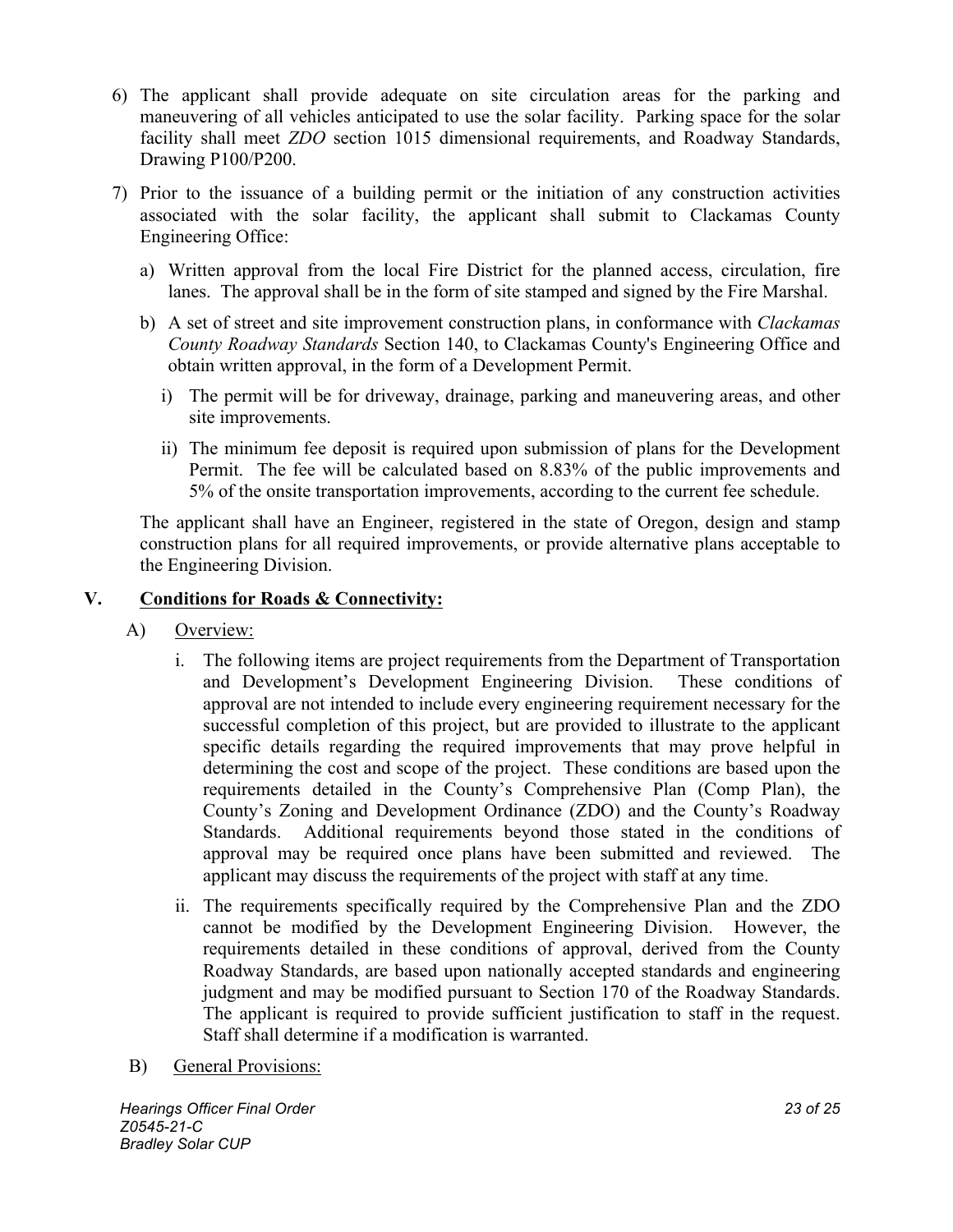6) The applicant shall provide adequate on site circulation areas for the parking and maneuvering of all vehicles anticipated to use the solar facility. Parking space for the solar facility shall meet *ZDO* section 1015 dimensional requirements, and Roadway Standards, Drawing P100/P200.

7) Prior to the issuance of a building permit or the initiation of any construction activities associated with the solar facility, the applicant shall submit to Clackamas County Engineering Office:

   a) Written approval from the local Fire District for the planned access, circulation, fire lanes. The approval shall be in the form of site stamped and signed by the Fire Marshal.

   b) A set of street and site improvement construction plans, in conformance with *Clackamas County Roadway Standards* Section 140, to Clackamas County's Engineering Office and obtain written approval, in the form of a Development Permit.

      i) The permit will be for driveway, drainage, parking and maneuvering areas, and other site improvements.

      ii) The minimum fee deposit is required upon submission of plans for the Development Permit. The fee will be calculated based on 8.83% of the public improvements and 5% of the onsite transportation improvements, according to the current fee schedule.

   The applicant shall have an Engineer, registered in the state of Oregon, design and stamp construction plans for all required improvements, or provide alternative plans acceptable to the Engineering Division.

## V. <u>Conditions for Roads & Connectivity:</u>

A) <u>Overview:</u>

   i. The following items are project requirements from the Department of Transportation and Development's Development Engineering Division. These conditions of approval are not intended to include every engineering requirement necessary for the successful completion of this project, but are provided to illustrate to the applicant specific details regarding the required improvements that may prove helpful in determining the cost and scope of the project. These conditions are based upon the requirements detailed in the County's Comprehensive Plan (Comp Plan), the County's Zoning and Development Ordinance (ZDO) and the County's Roadway Standards. Additional requirements beyond those stated in the conditions of approval may be required once plans have been submitted and reviewed. The applicant may discuss the requirements of the project with staff at any time.

   ii. The requirements specifically required by the Comprehensive Plan and the ZDO cannot be modified by the Development Engineering Division. However, the requirements detailed in these conditions of approval, derived from the County Roadway Standards, are based upon nationally accepted standards and engineering judgment and may be modified pursuant to Section 170 of the Roadway Standards. The applicant is required to provide sufficient justification to staff in the request. Staff shall determine if a modification is warranted.

B) <u>General Provisions:</u>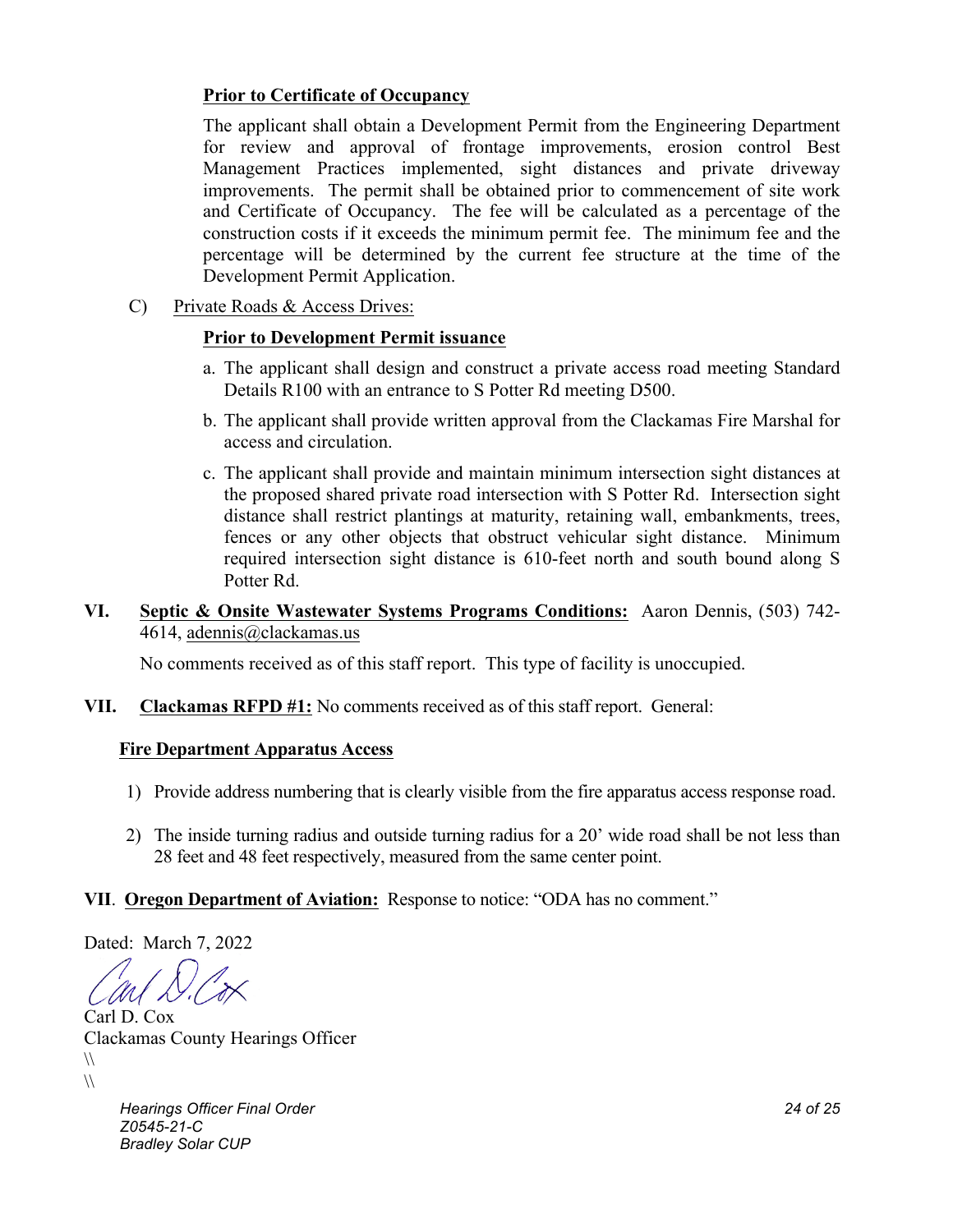**Prior to Certificate of Occupancy**

The applicant shall obtain a Development Permit from the Engineering Department for review and approval of frontage improvements, erosion control Best Management Practices implemented, sight distances and private driveway improvements. The permit shall be obtained prior to commencement of site work and Certificate of Occupancy. The fee will be calculated as a percentage of the construction costs if it exceeds the minimum permit fee. The minimum fee and the percentage will be determined by the current fee structure at the time of the Development Permit Application.

C) Private Roads & Access Drives:

**Prior to Development Permit issuance**

a. The applicant shall design and construct a private access road meeting Standard Details R100 with an entrance to S Potter Rd meeting D500.

b. The applicant shall provide written approval from the Clackamas Fire Marshal for access and circulation.

c. The applicant shall provide and maintain minimum intersection sight distances at the proposed shared private road intersection with S Potter Rd. Intersection sight distance shall restrict plantings at maturity, retaining wall, embankments, trees, fences or any other objects that obstruct vehicular sight distance. Minimum required intersection sight distance is 610-feet north and south bound along S Potter Rd.

**VI. Septic & Onsite Wastewater Systems Programs Conditions:** Aaron Dennis, (503) 742-4614, adennis@clackamas.us

No comments received as of this staff report. This type of facility is unoccupied.

**VII. Clackamas RFPD #1:** No comments received as of this staff report. General:

**Fire Department Apparatus Access**

1) Provide address numbering that is clearly visible from the fire apparatus access response road.

2) The inside turning radius and outside turning radius for a 20' wide road shall be not less than 28 feet and 48 feet respectively, measured from the same center point.

**VII. Oregon Department of Aviation:** Response to notice: "ODA has no comment."

Dated: March 7, 2022

Carl D. Cox
Clackamas County Hearings Officer
\\
\\

*Hearings Officer Final Order*
*Z0545-21-C*
*Bradley Solar CUP*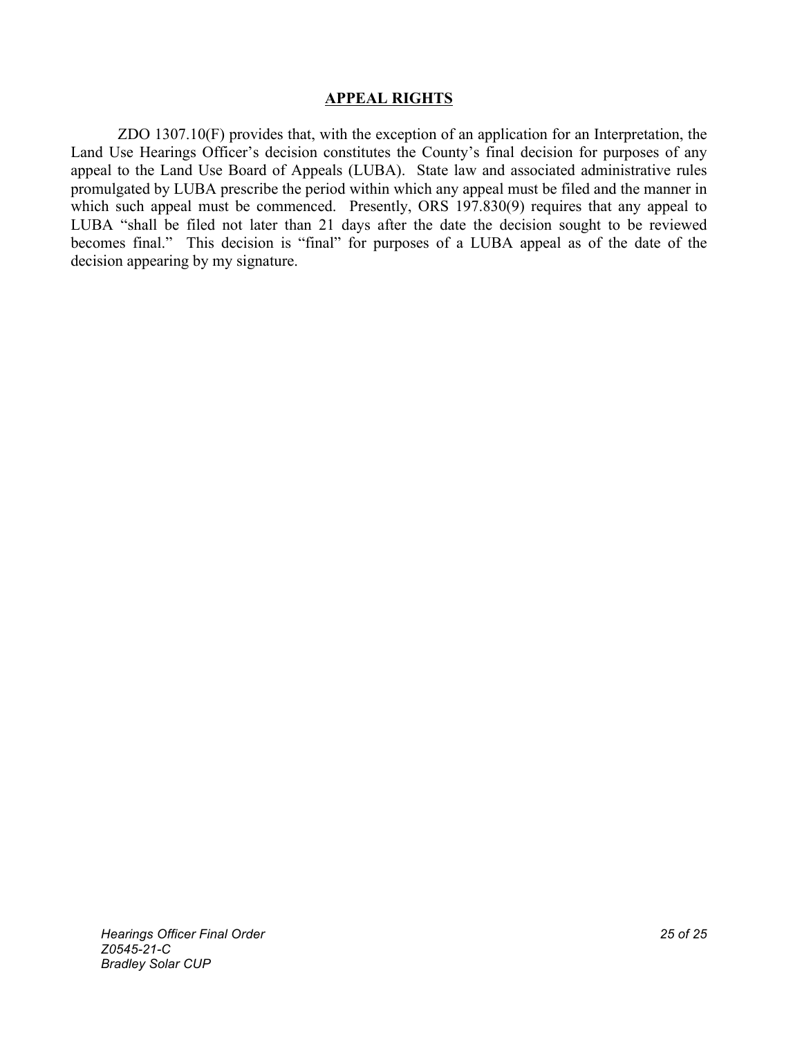## APPEAL RIGHTS

ZDO 1307.10(F) provides that, with the exception of an application for an Interpretation, the Land Use Hearings Officer's decision constitutes the County's final decision for purposes of any appeal to the Land Use Board of Appeals (LUBA). State law and associated administrative rules promulgated by LUBA prescribe the period within which any appeal must be filed and the manner in which such appeal must be commenced. Presently, ORS 197.830(9) requires that any appeal to LUBA "shall be filed not later than 21 days after the date the decision sought to be reviewed becomes final." This decision is "final" for purposes of a LUBA appeal as of the date of the decision appearing by my signature.